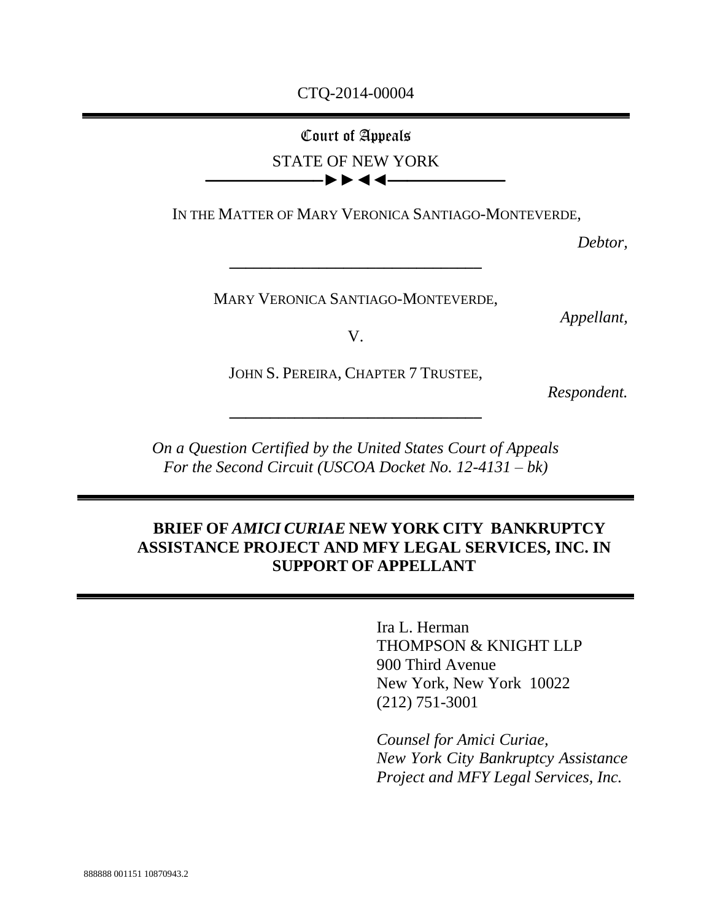CTQ-2014-00004

# Court of Appeals

STATE OF NEW YORK

IN THE MATTER OF MARY VERONICA SANTIAGO-MONTEVERDE,

*Debtor,*

---

MARY VERONICA SANTIAGO-MONTEVERDE,

*Appellant,*

V.

JOHN S. PEREIRA, CHAPTER 7 TRUSTEE,

*Respondent.*

---

*On a Question Certified by the United States Court of Appeals For the Second Circuit (USCOA Docket No. 12-4131 – bk)*

## BRIEF OF *AMICI CURIAE* NEW YORK CITY BANKRUPTCY ASSISTANCE PROJECT AND MFY LEGAL SERVICES, INC. IN SUPPORT OF APPELLANT

Ira L. Herman
THOMPSON & KNIGHT LLP
900 Third Avenue
New York, New York 10022
(212) 751-3001

*Counsel for Amici Curiae, New York City Bankruptcy Assistance Project and MFY Legal Services, Inc.*

888888 001151 10870943.2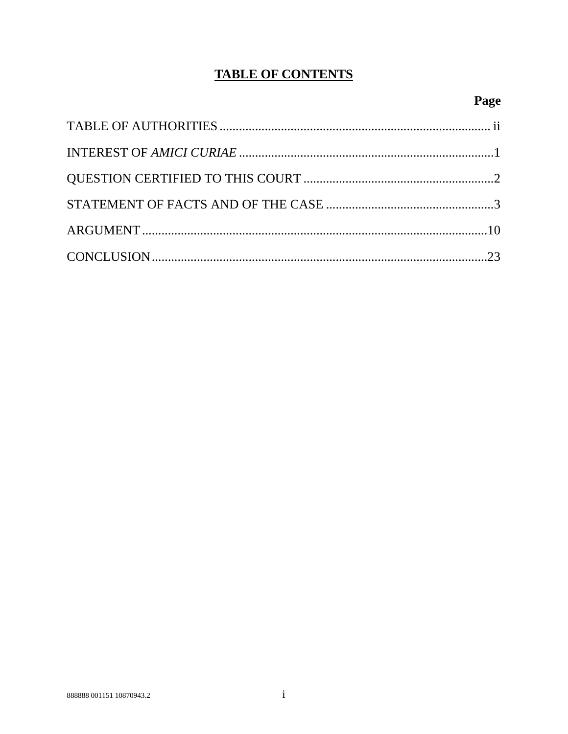# TABLE OF CONTENTS

| | Page |
|---|---|
| TABLE OF AUTHORITIES | ii |
| INTEREST OF *AMICI CURIAE* | 1 |
| QUESTION CERTIFIED TO THIS COURT | 2 |
| STATEMENT OF FACTS AND OF THE CASE | 3 |
| ARGUMENT | 10 |
| CONCLUSION | 23 |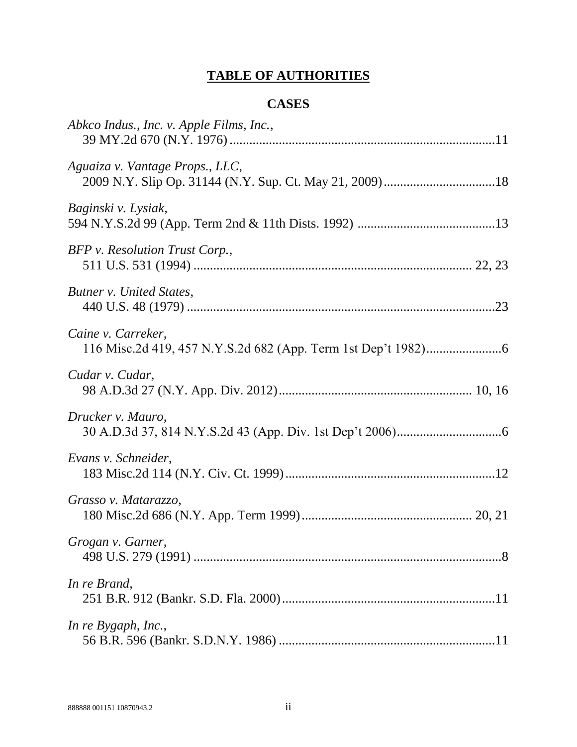# **TABLE OF AUTHORITIES**

## **CASES**

*Abkco Indus., Inc. v. Apple Films, Inc.*,
39 MY.2d 670 (N.Y. 1976) ............................................................................11

*Aguaiza v. Vantage Props., LLC*,
2009 N.Y. Slip Op. 31144 (N.Y. Sup. Ct. May 21, 2009) ................................18

*Baginski v. Lysiak*,
594 N.Y.S.2d 99 (App. Term 2nd & 11th Dists. 1992) ......................................13

*BFP v. Resolution Trust Corp.*,
511 U.S. 531 (1994) ..................................................................................... 22, 23

*Butner v. United States*,
440 U.S. 48 (1979) ...........................................................................................23

*Caine v. Carreker*,
116 Misc.2d 419, 457 N.Y.S.2d 682 (App. Term 1st Dep't 1982).......................6

*Cudar v. Cudar*,
98 A.D.3d 27 (N.Y. App. Div. 2012)......................................................... 10, 16

*Drucker v. Mauro*,
30 A.D.3d 37, 814 N.Y.S.2d 43 (App. Div. 1st Dep't 2006)...............................6

*Evans v. Schneider*,
183 Misc.2d 114 (N.Y. Civ. Ct. 1999)..............................................................12

*Grasso v. Matarazzo*,
180 Misc.2d 686 (N.Y. App. Term 1999).................................................. 20, 21

*Grogan v. Garner*,
498 U.S. 279 (1991) ...........................................................................................8

*In re Brand*,
251 B.R. 912 (Bankr. S.D. Fla. 2000)................................................................11

*In re Bygaph, Inc.*,
56 B.R. 596 (Bankr. S.D.N.Y. 1986) .................................................................11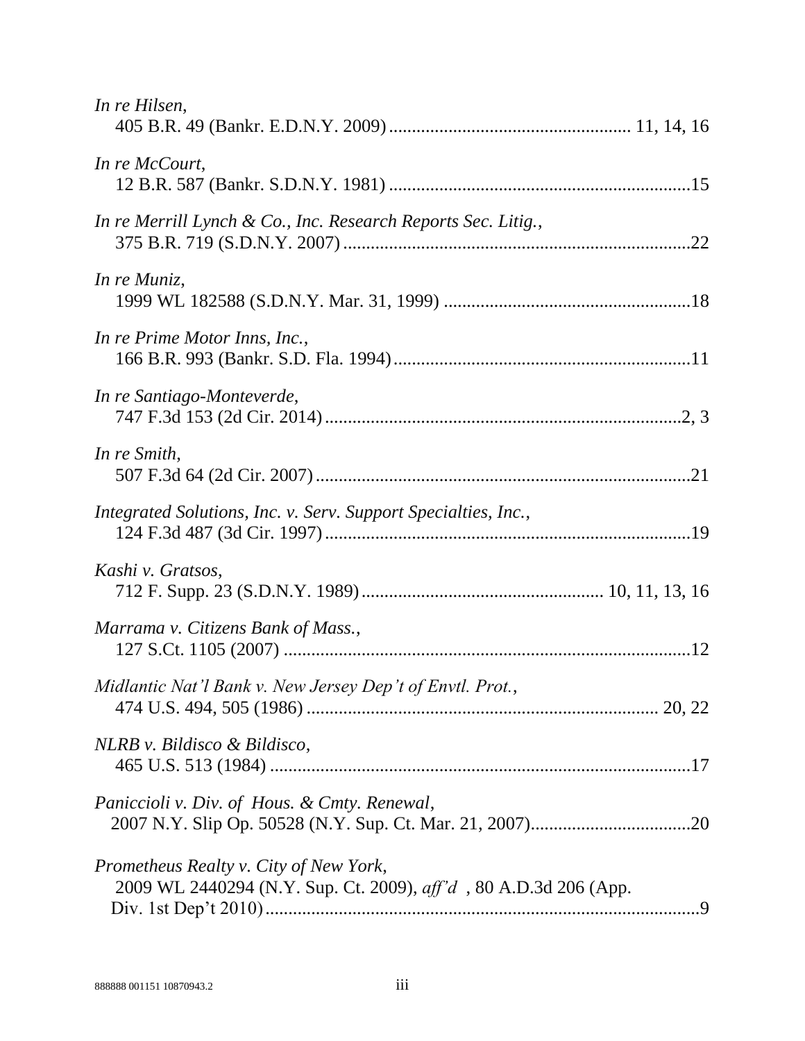*In re Hilsen*,
405 B.R. 49 (Bankr. E.D.N.Y. 2009) .................................................. 11, 14, 16

*In re McCourt*,
12 B.R. 587 (Bankr. S.D.N.Y. 1981) ................................................................15

*In re Merrill Lynch & Co., Inc. Research Reports Sec. Litig.*,
375 B.R. 719 (S.D.N.Y. 2007) ..........................................................................22

*In re Muniz,*
1999 WL 182588 (S.D.N.Y. Mar. 31, 1999) .....................................................18

*In re Prime Motor Inns, Inc.*,
166 B.R. 993 (Bankr. S.D. Fla. 1994) ...............................................................11

*In re Santiago-Monteverde*,
747 F.3d 153 (2d Cir. 2014) .............................................................................2, 3

*In re Smith*,
507 F.3d 64 (2d Cir. 2007) ................................................................................21

*Integrated Solutions, Inc. v. Serv. Support Specialties, Inc.*,
124 F.3d 487 (3d Cir. 1997) ..............................................................................19

*Kashi v. Gratsos*,
712 F. Supp. 23 (S.D.N.Y. 1989) .................................................... 10, 11, 13, 16

*Marrama v. Citizens Bank of Mass.*,
127 S.Ct. 1105 (2007) .......................................................................................12

*Midlantic Nat'l Bank v. New Jersey Dep't of Envtl. Prot.*,
474 U.S. 494, 505 (1986) ......................................................................... 20, 22

*NLRB v. Bildisco & Bildisco*,
465 U.S. 513 (1984) ..........................................................................................17

*Paniccioli v. Div. of Hous. & Cmty. Renewal*,
2007 N.Y. Slip Op. 50528 (N.Y. Sup. Ct. Mar. 21, 2007)..................................20

*Prometheus Realty v. City of New York*,
2009 WL 2440294 (N.Y. Sup. Ct. 2009), *aff'd* , 80 A.D.3d 206 (App. Div. 1st Dep't 2010)...........................................................................................9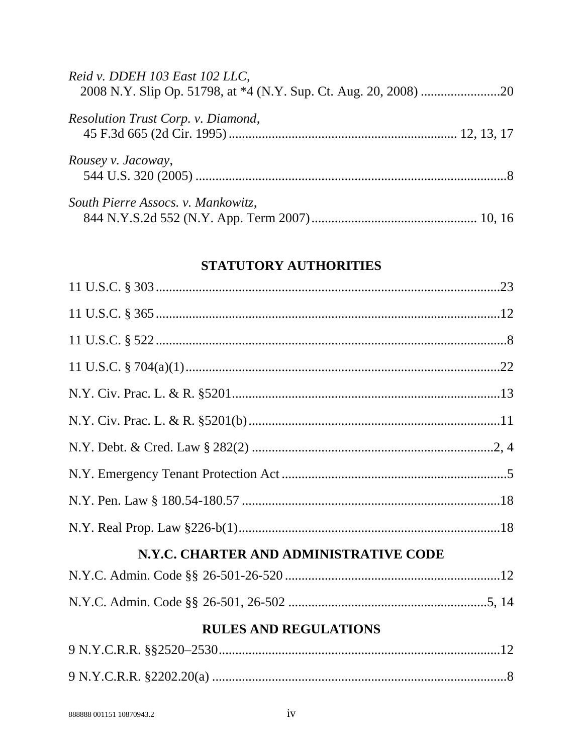*Reid v. DDEH 103 East 102 LLC*,
2008 N.Y. Slip Op. 51798, at *4 (N.Y. Sup. Ct. Aug. 20, 2008) ........................20

*Resolution Trust Corp. v. Diamond*,
45 F.3d 665 (2d Cir. 1995) .................................................................... 12, 13, 17

*Rousey v. Jacoway*,
544 U.S. 320 (2005) ..............................................................................................8

*South Pierre Assocs. v. Mankowitz*,
844 N.Y.S.2d 552 (N.Y. App. Term 2007) ................................................. 10, 16

## STATUTORY AUTHORITIES

11 U.S.C. § 303 .........................................................................................................23

11 U.S.C. § 365 .........................................................................................................12

11 U.S.C. § 522 ...........................................................................................................8

11 U.S.C. § 704(a)(1) ................................................................................................22

N.Y. Civ. Prac. L. & R. §5201 ..................................................................................13

N.Y. Civ. Prac. L. & R. §5201(b) .............................................................................11

N.Y. Debt. & Cred. Law § 282(2) ..........................................................................2, 4

N.Y. Emergency Tenant Protection Act .....................................................................5

N.Y. Pen. Law § 180.54-180.57 ...............................................................................18

N.Y. Real Prop. Law §226-b(1) ................................................................................18

## N.Y.C. CHARTER AND ADMINISTRATIVE CODE

N.Y.C. Admin. Code §§ 26-501-26-520 ..................................................................12

N.Y.C. Admin. Code §§ 26-501, 26-502 .............................................................5, 14

## RULES AND REGULATIONS

9 N.Y.C.R.R. §§2520–2530 ......................................................................................12

9 N.Y.C.R.R. §2202.20(a) ..........................................................................................8

888888 001151 10870943.2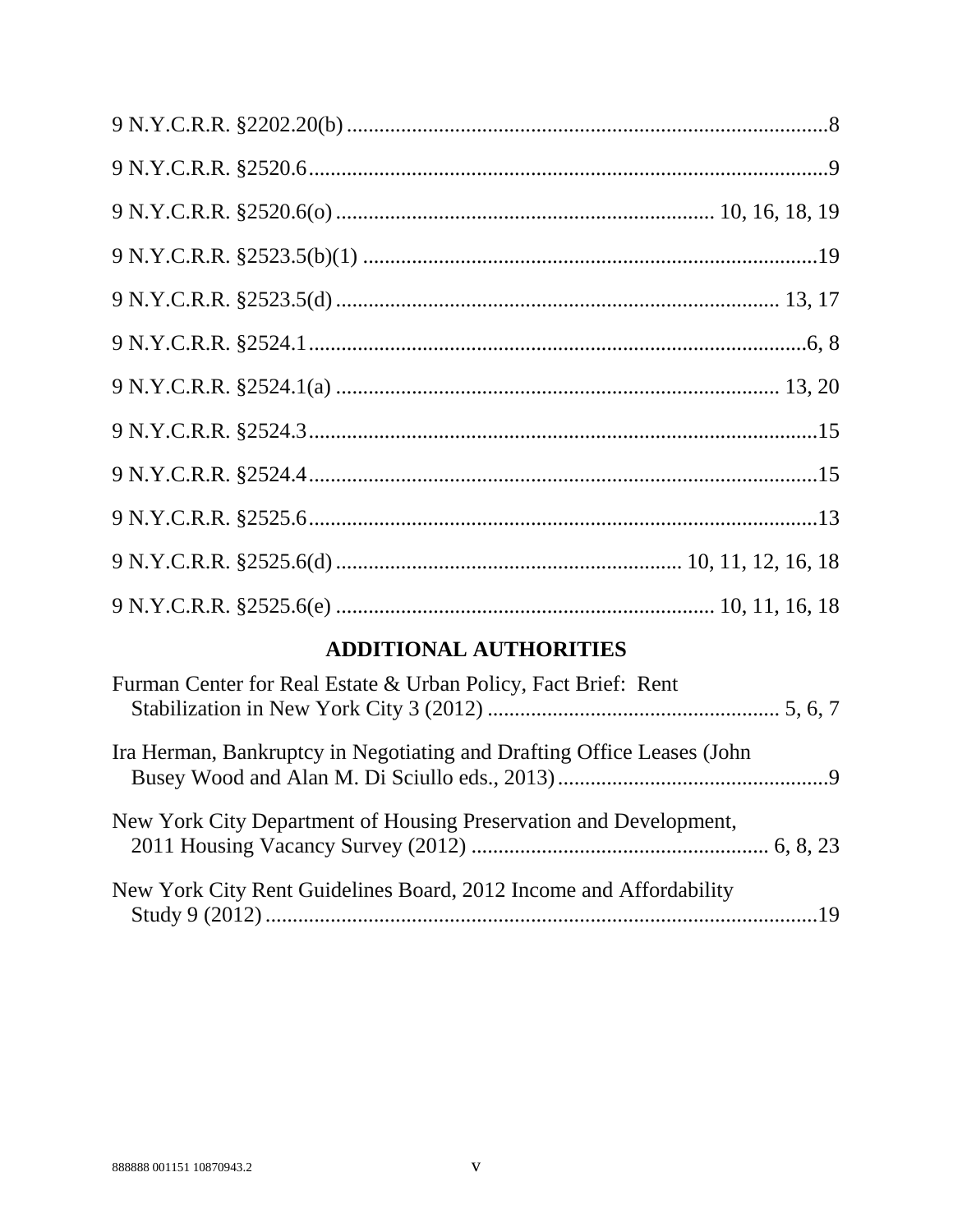9 N.Y.C.R.R. §2202.20(b) ........................................................................................8

9 N.Y.C.R.R. §2520.6..............................................................................................9

9 N.Y.C.R.R. §2520.6(o) ..................................................................... 10, 16, 18, 19

9 N.Y.C.R.R. §2523.5(b)(1) ..................................................................................19

9 N.Y.C.R.R. §2523.5(d) ................................................................................ 13, 17

9 N.Y.C.R.R. §2524.1..........................................................................................6, 8

9 N.Y.C.R.R. §2524.1(a) ................................................................................ 13, 20

9 N.Y.C.R.R. §2524.3............................................................................................15

9 N.Y.C.R.R. §2524.4............................................................................................15

9 N.Y.C.R.R. §2525.6............................................................................................13

9 N.Y.C.R.R. §2525.6(d) ........................................................... 10, 11, 12, 16, 18

9 N.Y.C.R.R. §2525.6(e) ................................................................... 10, 11, 16, 18

## ADDITIONAL AUTHORITIES

Furman Center for Real Estate & Urban Policy, Fact Brief: Rent Stabilization in New York City 3 (2012) ..................................................... 5, 6, 7

Ira Herman, Bankruptcy in Negotiating and Drafting Office Leases (John Busey Wood and Alan M. Di Sciullo eds., 2013).................................................9

New York City Department of Housing Preservation and Development, 2011 Housing Vacancy Survey (2012) ...................................................... 6, 8, 23

New York City Rent Guidelines Board, 2012 Income and Affordability Study 9 (2012).....................................................................................................19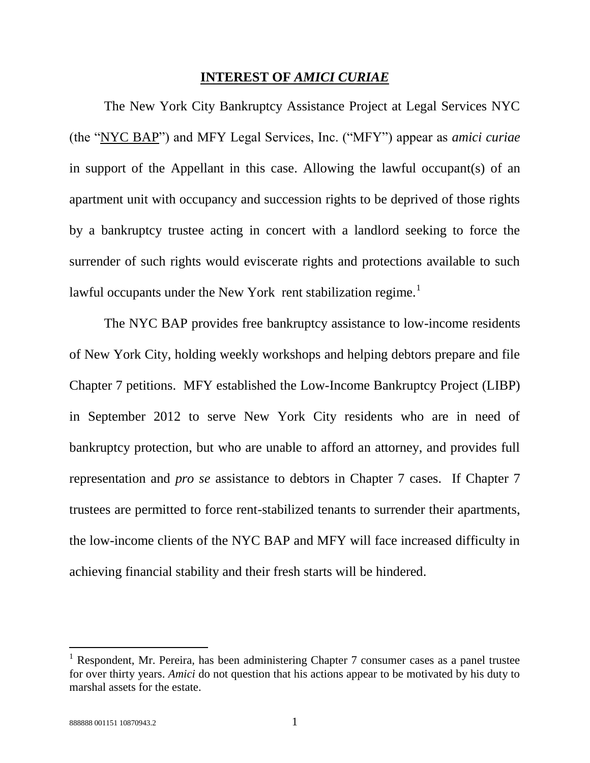## INTEREST OF *AMICI CURIAE*

The New York City Bankruptcy Assistance Project at Legal Services NYC (the "NYC BAP") and MFY Legal Services, Inc. ("MFY") appear as *amici curiae* in support of the Appellant in this case. Allowing the lawful occupant(s) of an apartment unit with occupancy and succession rights to be deprived of those rights by a bankruptcy trustee acting in concert with a landlord seeking to force the surrender of such rights would eviscerate rights and protections available to such lawful occupants under the New York rent stabilization regime.[1]

The NYC BAP provides free bankruptcy assistance to low-income residents of New York City, holding weekly workshops and helping debtors prepare and file Chapter 7 petitions. MFY established the Low-Income Bankruptcy Project (LIBP) in September 2012 to serve New York City residents who are in need of bankruptcy protection, but who are unable to afford an attorney, and provides full representation and *pro se* assistance to debtors in Chapter 7 cases. If Chapter 7 trustees are permitted to force rent-stabilized tenants to surrender their apartments, the low-income clients of the NYC BAP and MFY will face increased difficulty in achieving financial stability and their fresh starts will be hindered.

[1] Respondent, Mr. Pereira, has been administering Chapter 7 consumer cases as a panel trustee for over thirty years. *Amici* do not question that his actions appear to be motivated by his duty to marshal assets for the estate.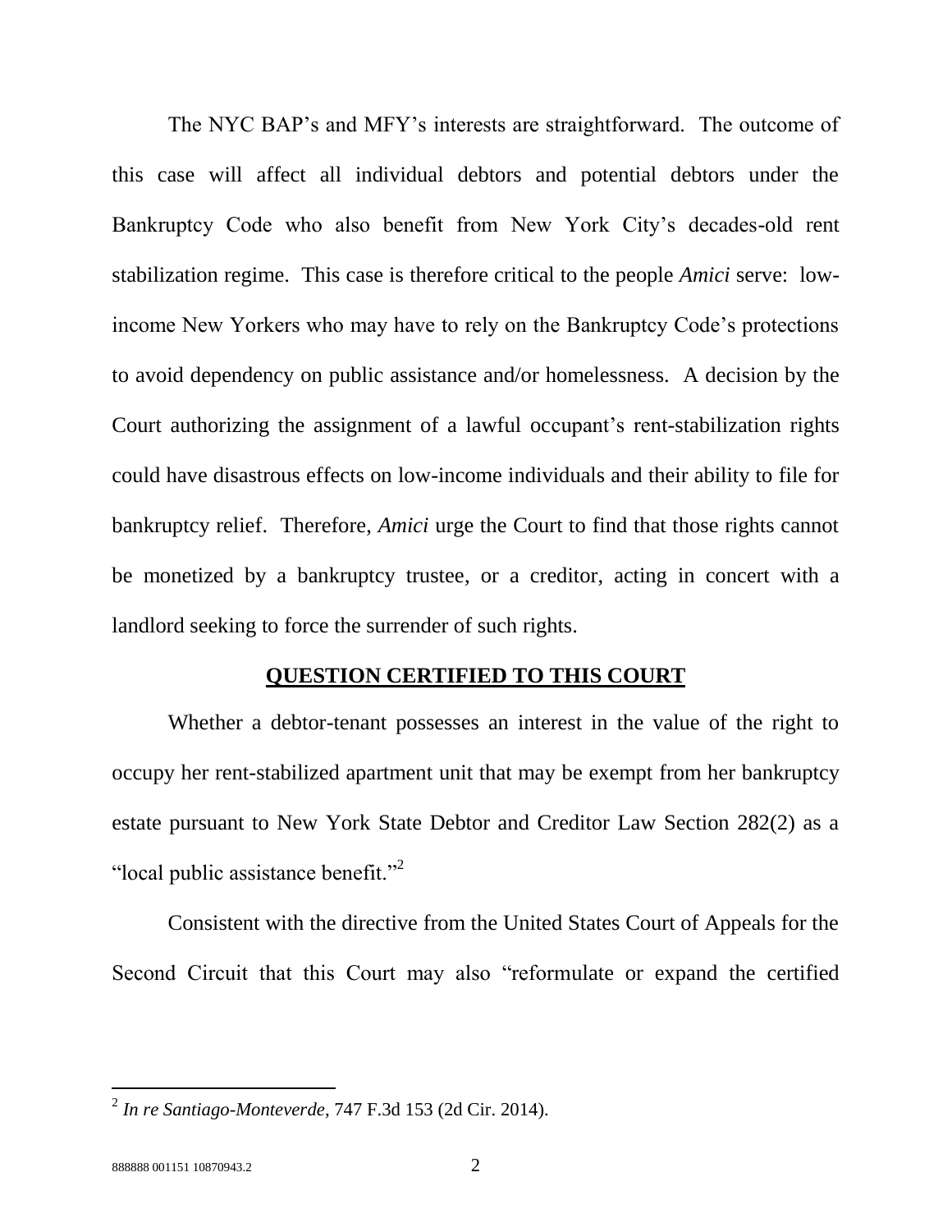The NYC BAP's and MFY's interests are straightforward. The outcome of this case will affect all individual debtors and potential debtors under the Bankruptcy Code who also benefit from New York City's decades-old rent stabilization regime. This case is therefore critical to the people *Amici* serve: low-income New Yorkers who may have to rely on the Bankruptcy Code's protections to avoid dependency on public assistance and/or homelessness. A decision by the Court authorizing the assignment of a lawful occupant's rent-stabilization rights could have disastrous effects on low-income individuals and their ability to file for bankruptcy relief. Therefore, *Amici* urge the Court to find that those rights cannot be monetized by a bankruptcy trustee, or a creditor, acting in concert with a landlord seeking to force the surrender of such rights.

## QUESTION CERTIFIED TO THIS COURT

Whether a debtor-tenant possesses an interest in the value of the right to occupy her rent-stabilized apartment unit that may be exempt from her bankruptcy estate pursuant to New York State Debtor and Creditor Law Section 282(2) as a "local public assistance benefit."[2]

Consistent with the directive from the United States Court of Appeals for the Second Circuit that this Court may also "reformulate or expand the certified

---

[2] *In re Santiago-Monteverde*, 747 F.3d 153 (2d Cir. 2014).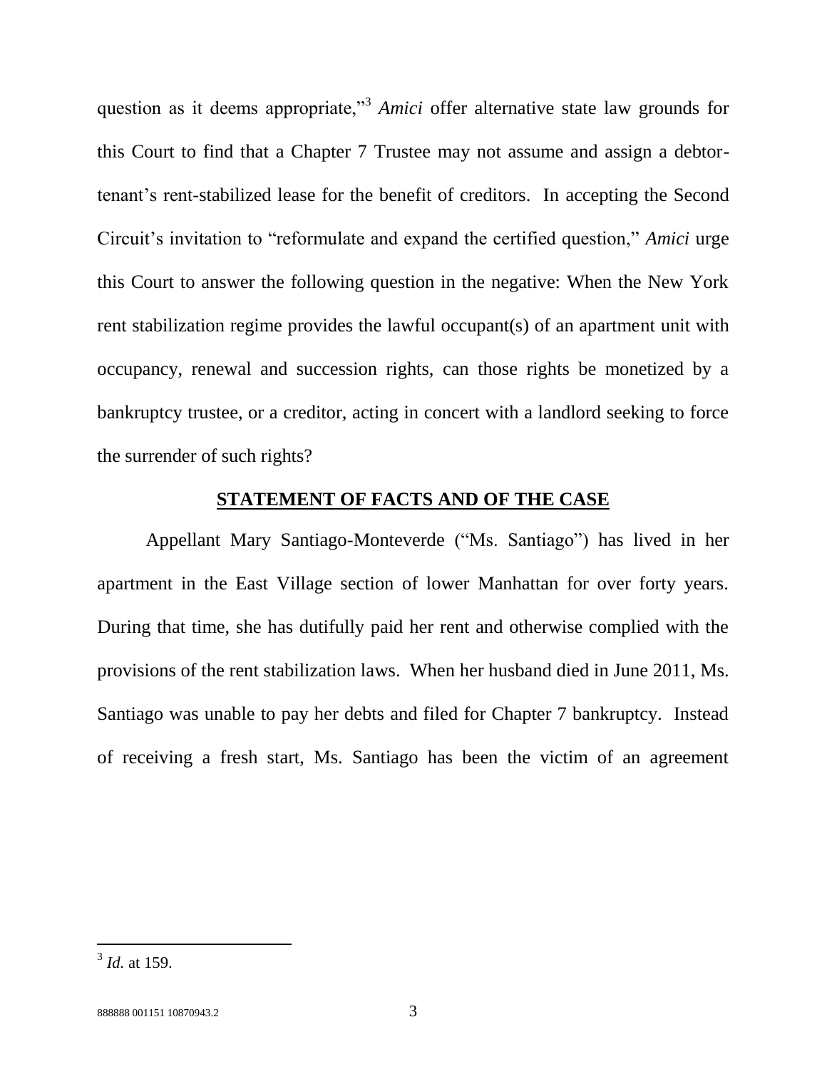question as it deems appropriate,"[3] *Amici* offer alternative state law grounds for this Court to find that a Chapter 7 Trustee may not assume and assign a debtor-tenant's rent-stabilized lease for the benefit of creditors. In accepting the Second Circuit's invitation to "reformulate and expand the certified question," *Amici* urge this Court to answer the following question in the negative: When the New York rent stabilization regime provides the lawful occupant(s) of an apartment unit with occupancy, renewal and succession rights, can those rights be monetized by a bankruptcy trustee, or a creditor, acting in concert with a landlord seeking to force the surrender of such rights?

## STATEMENT OF FACTS AND OF THE CASE

Appellant Mary Santiago-Monteverde ("Ms. Santiago") has lived in her apartment in the East Village section of lower Manhattan for over forty years. During that time, she has dutifully paid her rent and otherwise complied with the provisions of the rent stabilization laws. When her husband died in June 2011, Ms. Santiago was unable to pay her debts and filed for Chapter 7 bankruptcy. Instead of receiving a fresh start, Ms. Santiago has been the victim of an agreement

---

[3] *Id.* at 159.

888888 001151 10870943.2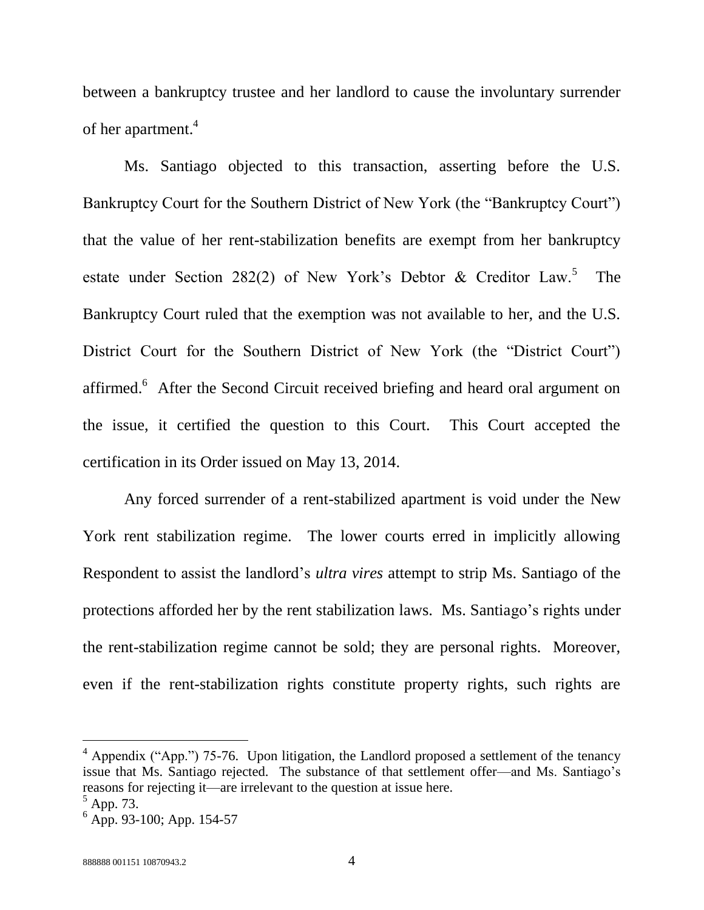between a bankruptcy trustee and her landlord to cause the involuntary surrender of her apartment.[4]

Ms. Santiago objected to this transaction, asserting before the U.S. Bankruptcy Court for the Southern District of New York (the "Bankruptcy Court") that the value of her rent-stabilization benefits are exempt from her bankruptcy estate under Section 282(2) of New York's Debtor & Creditor Law.[5] The Bankruptcy Court ruled that the exemption was not available to her, and the U.S. District Court for the Southern District of New York (the "District Court") affirmed.[6] After the Second Circuit received briefing and heard oral argument on the issue, it certified the question to this Court. This Court accepted the certification in its Order issued on May 13, 2014.

Any forced surrender of a rent-stabilized apartment is void under the New York rent stabilization regime. The lower courts erred in implicitly allowing Respondent to assist the landlord's *ultra vires* attempt to strip Ms. Santiago of the protections afforded her by the rent stabilization laws. Ms. Santiago's rights under the rent-stabilization regime cannot be sold; they are personal rights. Moreover, even if the rent-stabilization rights constitute property rights, such rights are

---

[4] Appendix ("App.") 75-76. Upon litigation, the Landlord proposed a settlement of the tenancy issue that Ms. Santiago rejected. The substance of that settlement offer—and Ms. Santiago's reasons for rejecting it—are irrelevant to the question at issue here.

[5] App. 73.

[6] App. 93-100; App. 154-57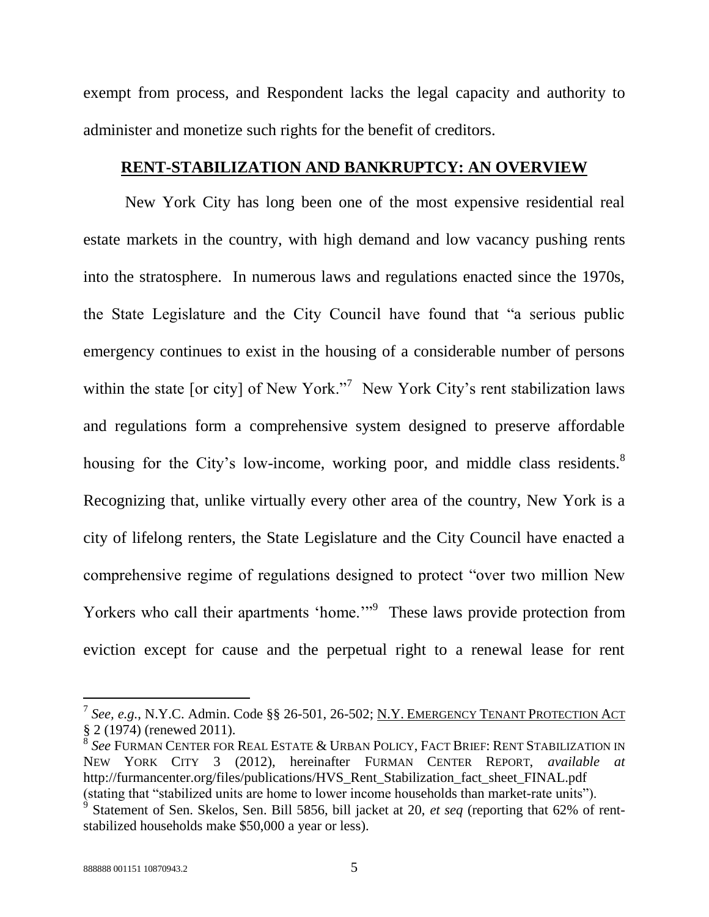exempt from process, and Respondent lacks the legal capacity and authority to administer and monetize such rights for the benefit of creditors.

## **RENT-STABILIZATION AND BANKRUPTCY: AN OVERVIEW**

New York City has long been one of the most expensive residential real estate markets in the country, with high demand and low vacancy pushing rents into the stratosphere. In numerous laws and regulations enacted since the 1970s, the State Legislature and the City Council have found that "a serious public emergency continues to exist in the housing of a considerable number of persons within the state [or city] of New York."[7] New York City's rent stabilization laws and regulations form a comprehensive system designed to preserve affordable housing for the City's low-income, working poor, and middle class residents.[8] Recognizing that, unlike virtually every other area of the country, New York is a city of lifelong renters, the State Legislature and the City Council have enacted a comprehensive regime of regulations designed to protect "over two million New Yorkers who call their apartments 'home.'"[9] These laws provide protection from eviction except for cause and the perpetual right to a renewal lease for rent

---

[7] *See, e.g.*, N.Y.C. Admin. Code §§ 26-501, 26-502; N.Y. EMERGENCY TENANT PROTECTION ACT § 2 (1974) (renewed 2011).

[8] *See* FURMAN CENTER FOR REAL ESTATE & URBAN POLICY, FACT BRIEF: RENT STABILIZATION IN NEW YORK CITY 3 (2012), hereinafter FURMAN CENTER REPORT, *available at* http://furmancenter.org/files/publications/HVS_Rent_Stabilization_fact_sheet_FINAL.pdf (stating that "stabilized units are home to lower income households than market-rate units").

[9] Statement of Sen. Skelos, Sen. Bill 5856, bill jacket at 20, *et seq* (reporting that 62% of rent-stabilized households make $50,000 a year or less).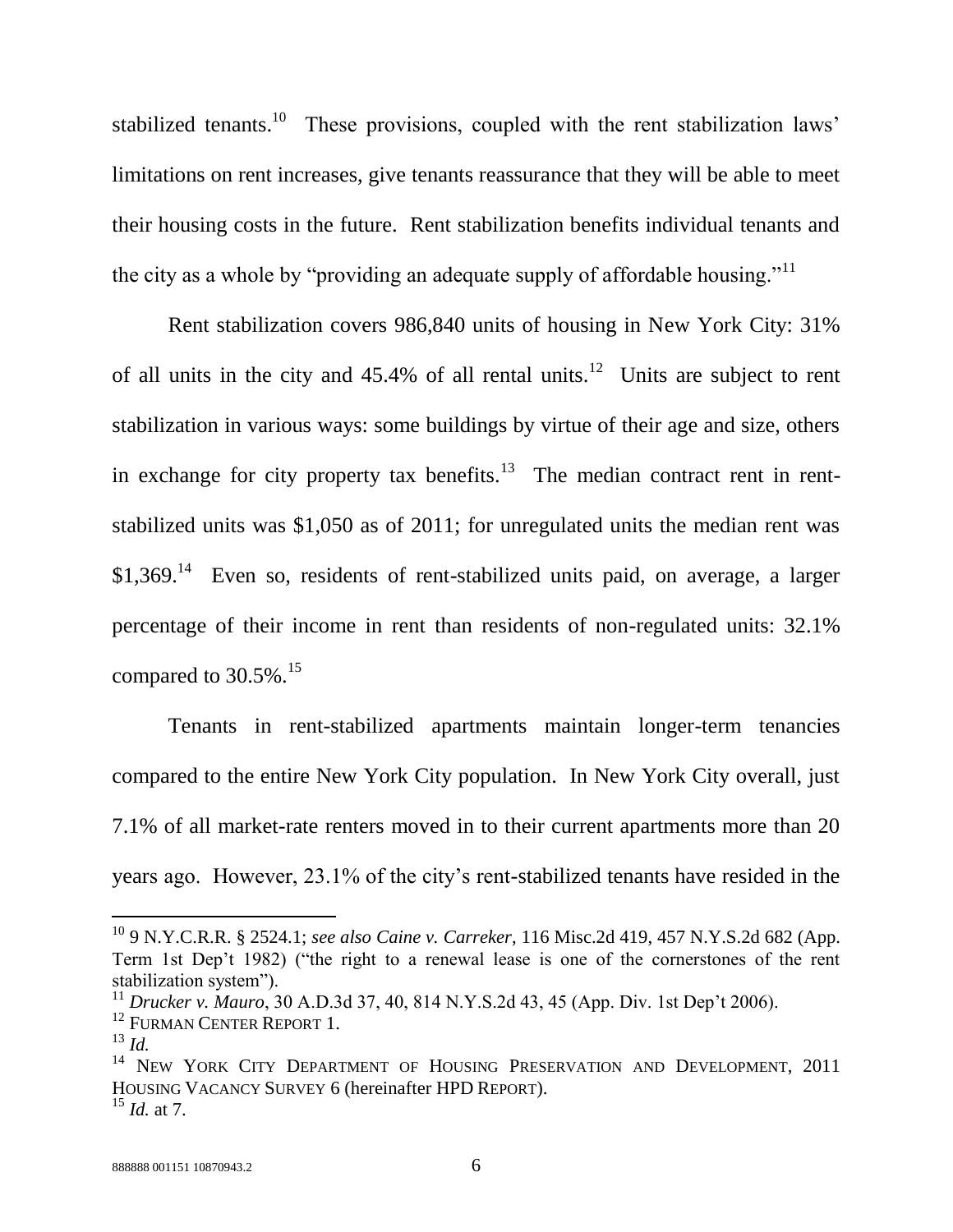stabilized tenants.[10] These provisions, coupled with the rent stabilization laws' limitations on rent increases, give tenants reassurance that they will be able to meet their housing costs in the future. Rent stabilization benefits individual tenants and the city as a whole by "providing an adequate supply of affordable housing."[11]

Rent stabilization covers 986,840 units of housing in New York City: 31% of all units in the city and 45.4% of all rental units.[12] Units are subject to rent stabilization in various ways: some buildings by virtue of their age and size, others in exchange for city property tax benefits.[13] The median contract rent in rent-stabilized units was $1,050 as of 2011; for unregulated units the median rent was $1,369.[14] Even so, residents of rent-stabilized units paid, on average, a larger percentage of their income in rent than residents of non-regulated units: 32.1% compared to 30.5%.[15]

Tenants in rent-stabilized apartments maintain longer-term tenancies compared to the entire New York City population. In New York City overall, just 7.1% of all market-rate renters moved in to their current apartments more than 20 years ago. However, 23.1% of the city's rent-stabilized tenants have resided in the

---

[10] 9 N.Y.C.R.R. § 2524.1; *see also Caine v. Carreker*, 116 Misc.2d 419, 457 N.Y.S.2d 682 (App. Term 1st Dep't 1982) ("the right to a renewal lease is one of the cornerstones of the rent stabilization system").

[11] *Drucker v. Mauro*, 30 A.D.3d 37, 40, 814 N.Y.S.2d 43, 45 (App. Div. 1st Dep't 2006).

[12] FURMAN CENTER REPORT 1.

[13] *Id.*

[14] NEW YORK CITY DEPARTMENT OF HOUSING PRESERVATION AND DEVELOPMENT, 2011 HOUSING VACANCY SURVEY 6 (hereinafter HPD REPORT).

[15] *Id.* at 7.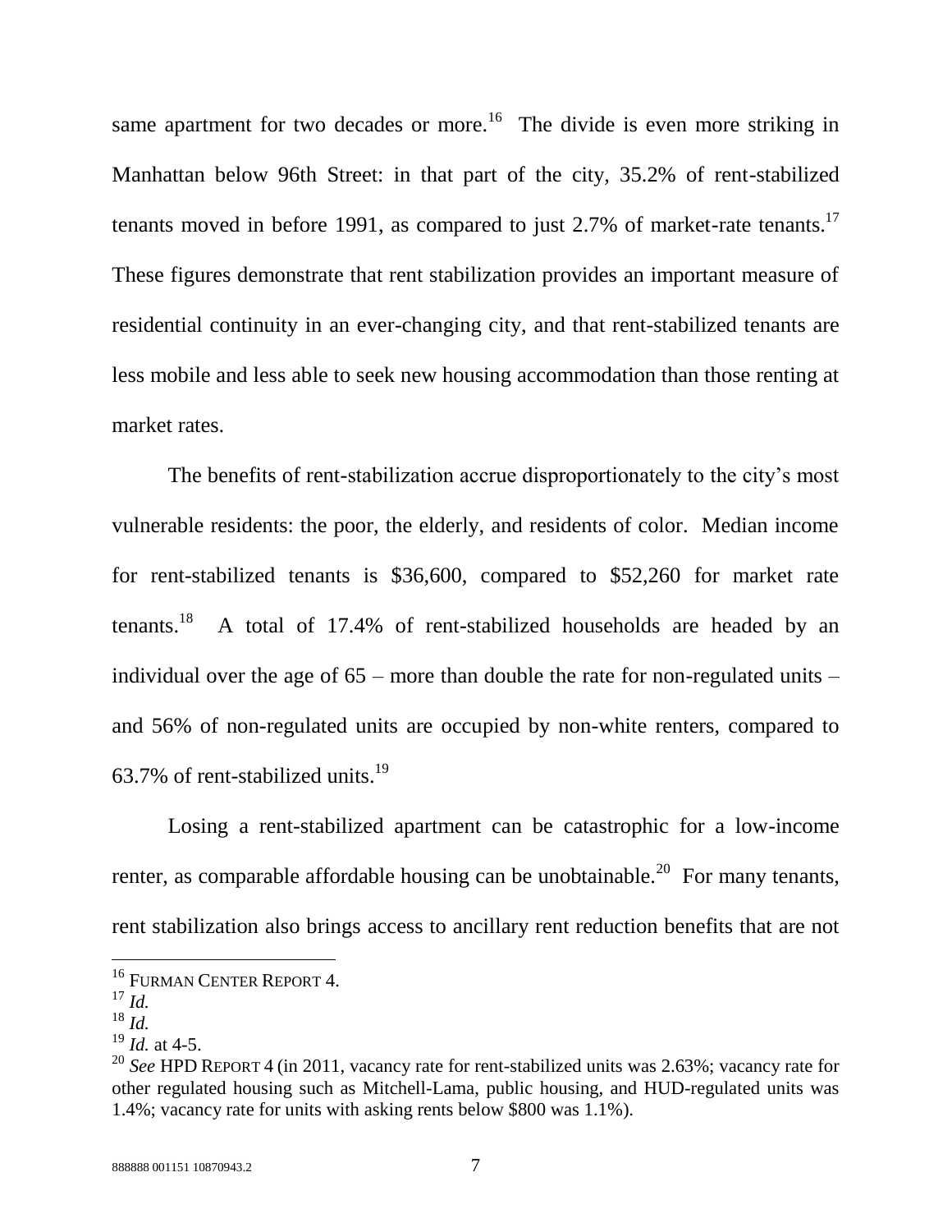same apartment for two decades or more.[16] The divide is even more striking in Manhattan below 96th Street: in that part of the city, 35.2% of rent-stabilized tenants moved in before 1991, as compared to just 2.7% of market-rate tenants.[17] These figures demonstrate that rent stabilization provides an important measure of residential continuity in an ever-changing city, and that rent-stabilized tenants are less mobile and less able to seek new housing accommodation than those renting at market rates.

The benefits of rent-stabilization accrue disproportionately to the city's most vulnerable residents: the poor, the elderly, and residents of color. Median income for rent-stabilized tenants is $36,600, compared to $52,260 for market rate tenants.[18] A total of 17.4% of rent-stabilized households are headed by an individual over the age of 65 – more than double the rate for non-regulated units – and 56% of non-regulated units are occupied by non-white renters, compared to 63.7% of rent-stabilized units.[19]

Losing a rent-stabilized apartment can be catastrophic for a low-income renter, as comparable affordable housing can be unobtainable.[20] For many tenants, rent stabilization also brings access to ancillary rent reduction benefits that are not

---

[16] FURMAN CENTER REPORT 4.

[17] *Id.*

[18] *Id.*

[19] *Id.* at 4-5.

[20] *See* HPD REPORT 4 (in 2011, vacancy rate for rent-stabilized units was 2.63%; vacancy rate for other regulated housing such as Mitchell-Lama, public housing, and HUD-regulated units was 1.4%; vacancy rate for units with asking rents below $800 was 1.1%).

888888 001151 10870943.2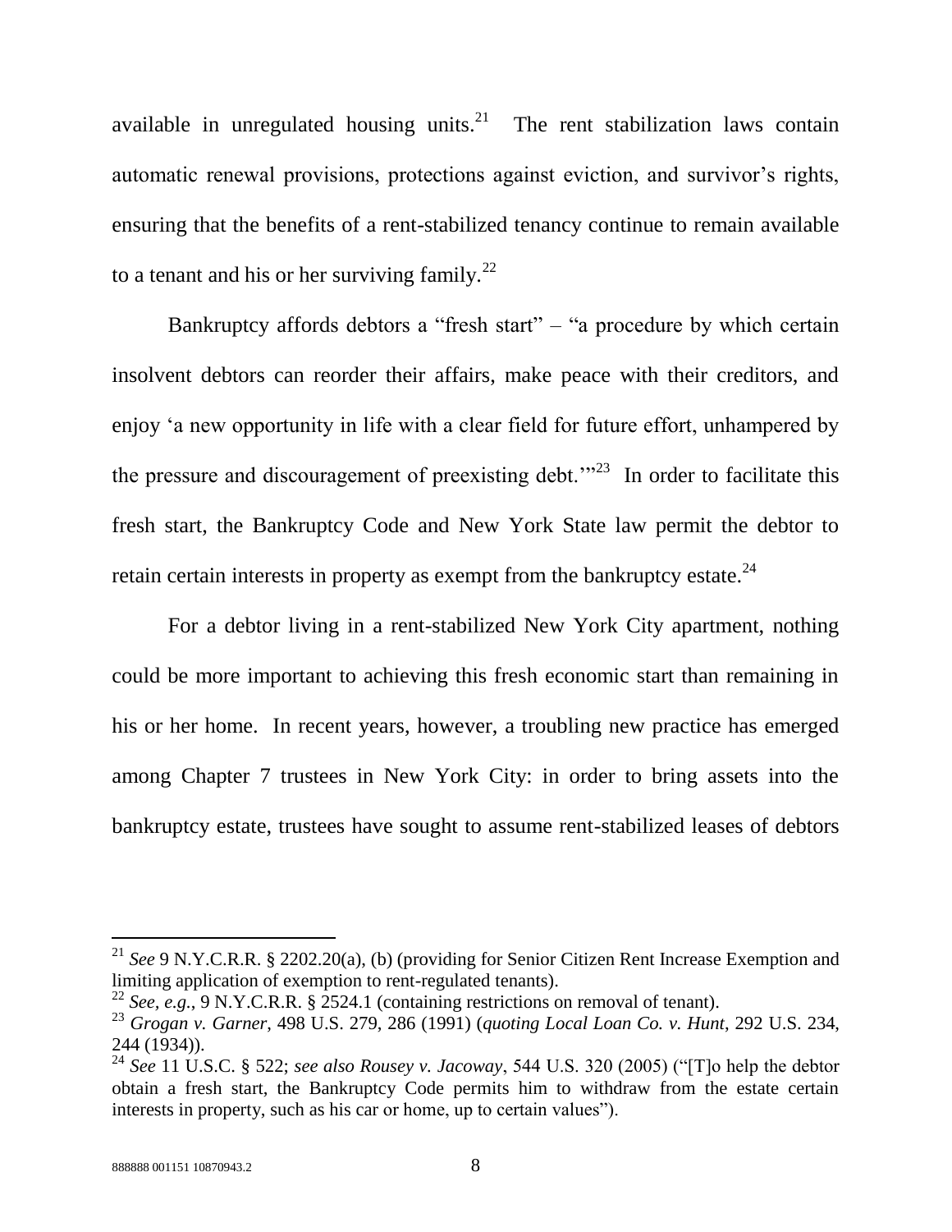available in unregulated housing units.[21] The rent stabilization laws contain automatic renewal provisions, protections against eviction, and survivor's rights, ensuring that the benefits of a rent-stabilized tenancy continue to remain available to a tenant and his or her surviving family.[22]

Bankruptcy affords debtors a "fresh start" – "a procedure by which certain insolvent debtors can reorder their affairs, make peace with their creditors, and enjoy 'a new opportunity in life with a clear field for future effort, unhampered by the pressure and discouragement of preexisting debt.'"[23] In order to facilitate this fresh start, the Bankruptcy Code and New York State law permit the debtor to retain certain interests in property as exempt from the bankruptcy estate.[24]

For a debtor living in a rent-stabilized New York City apartment, nothing could be more important to achieving this fresh economic start than remaining in his or her home. In recent years, however, a troubling new practice has emerged among Chapter 7 trustees in New York City: in order to bring assets into the bankruptcy estate, trustees have sought to assume rent-stabilized leases of debtors

---

[21] *See* 9 N.Y.C.R.R. § 2202.20(a), (b) (providing for Senior Citizen Rent Increase Exemption and limiting application of exemption to rent-regulated tenants).

[22] *See, e.g.*, 9 N.Y.C.R.R. § 2524.1 (containing restrictions on removal of tenant).

[23] *Grogan v. Garner*, 498 U.S. 279, 286 (1991) (*quoting Local Loan Co. v. Hunt*, 292 U.S. 234, 244 (1934)).

[24] *See* 11 U.S.C. § 522; *see also Rousey v. Jacoway*, 544 U.S. 320 (2005) ("[T]o help the debtor obtain a fresh start, the Bankruptcy Code permits him to withdraw from the estate certain interests in property, such as his car or home, up to certain values").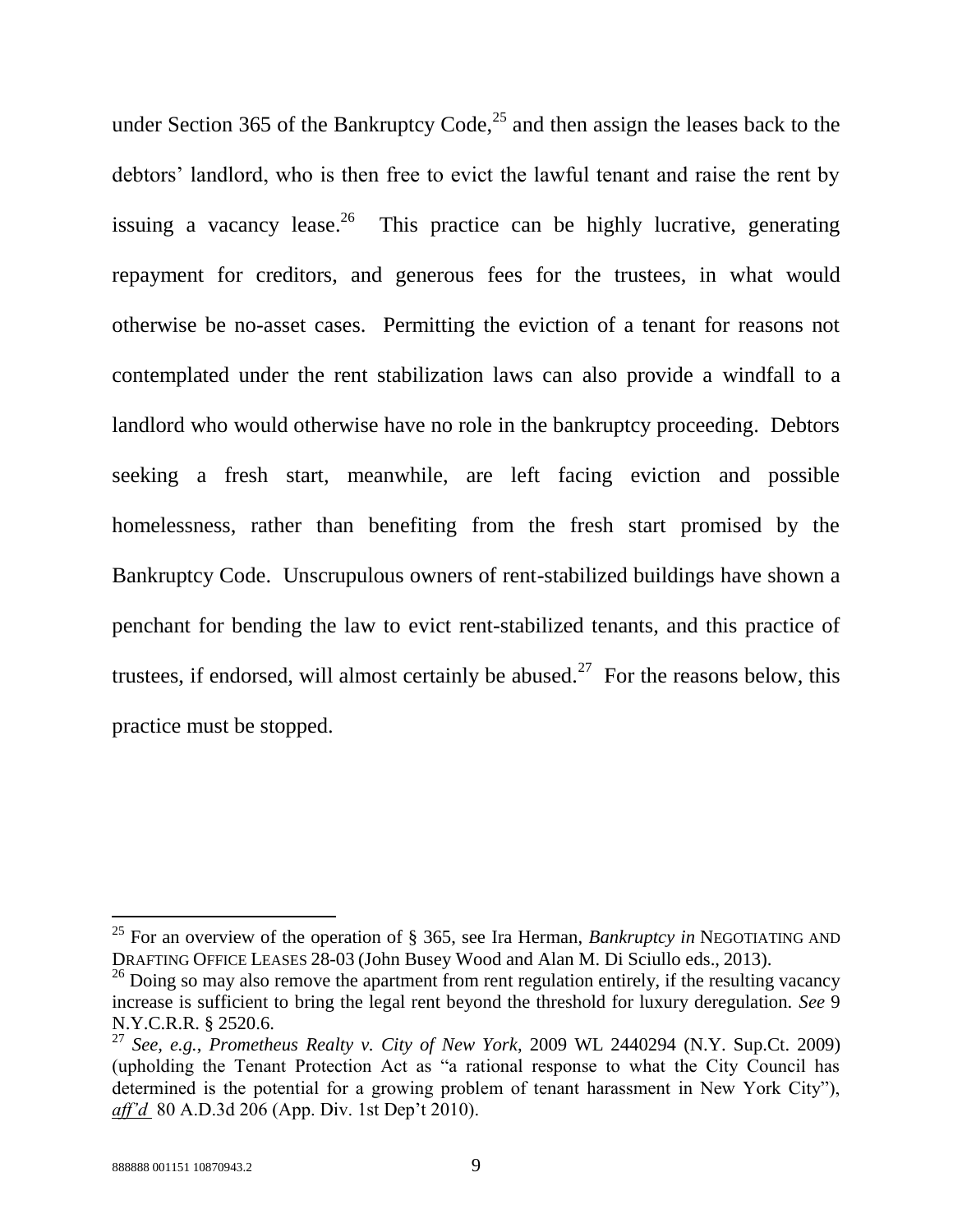under Section 365 of the Bankruptcy Code,[25] and then assign the leases back to the debtors' landlord, who is then free to evict the lawful tenant and raise the rent by issuing a vacancy lease.[26] This practice can be highly lucrative, generating repayment for creditors, and generous fees for the trustees, in what would otherwise be no-asset cases. Permitting the eviction of a tenant for reasons not contemplated under the rent stabilization laws can also provide a windfall to a landlord who would otherwise have no role in the bankruptcy proceeding. Debtors seeking a fresh start, meanwhile, are left facing eviction and possible homelessness, rather than benefiting from the fresh start promised by the Bankruptcy Code. Unscrupulous owners of rent-stabilized buildings have shown a penchant for bending the law to evict rent-stabilized tenants, and this practice of trustees, if endorsed, will almost certainly be abused.[27] For the reasons below, this practice must be stopped.

---

[25] For an overview of the operation of § 365, see Ira Herman, *Bankruptcy in* NEGOTIATING AND DRAFTING OFFICE LEASES 28-03 (John Busey Wood and Alan M. Di Sciullo eds., 2013).

[26] Doing so may also remove the apartment from rent regulation entirely, if the resulting vacancy increase is sufficient to bring the legal rent beyond the threshold for luxury deregulation. *See* 9 N.Y.C.R.R. § 2520.6.

[27] *See, e.g.*, *Prometheus Realty v. City of New York*, 2009 WL 2440294 (N.Y. Sup.Ct. 2009) (upholding the Tenant Protection Act as "a rational response to what the City Council has determined is the potential for a growing problem of tenant harassment in New York City"), *aff'd* 80 A.D.3d 206 (App. Div. 1st Dep't 2010).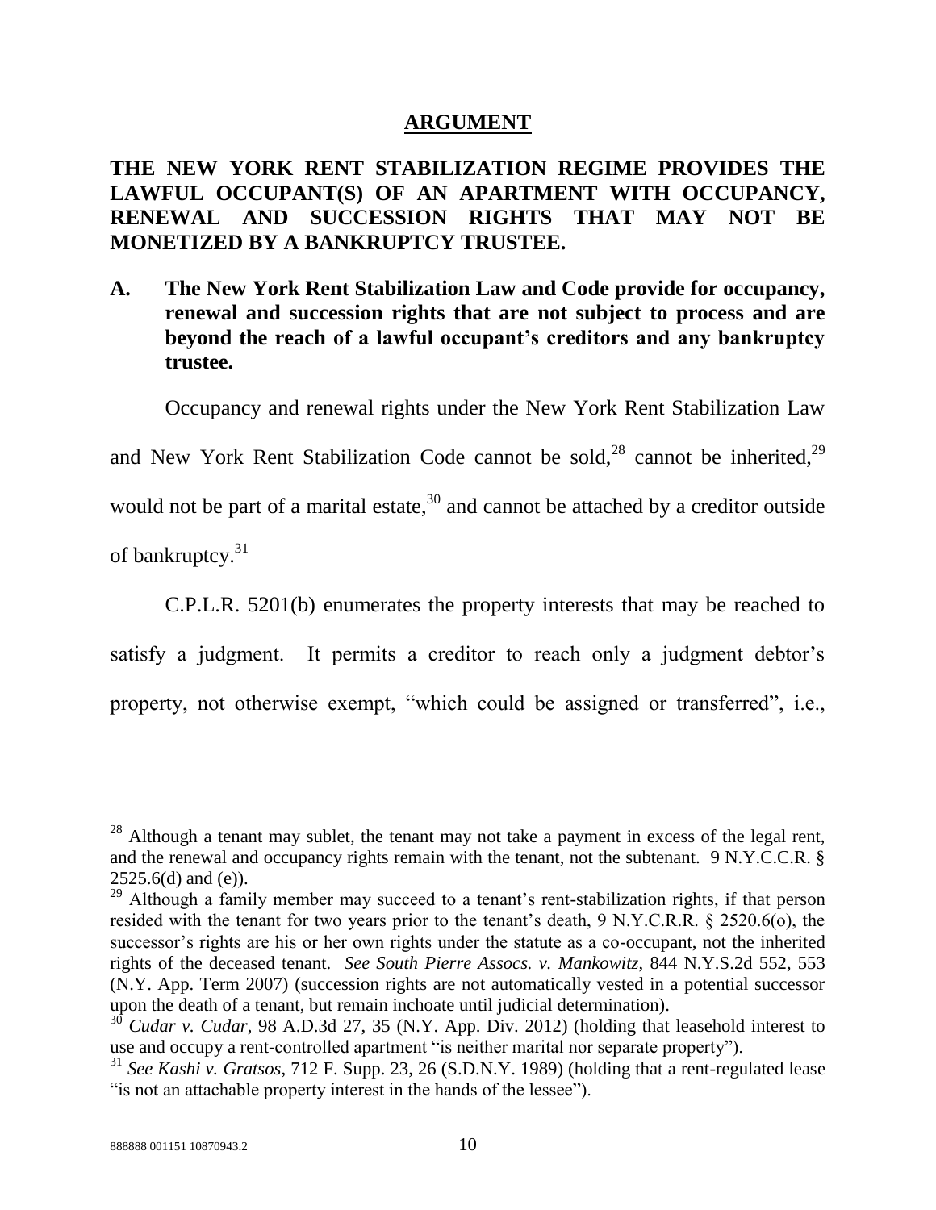# ARGUMENT

## THE NEW YORK RENT STABILIZATION REGIME PROVIDES THE LAWFUL OCCUPANT(S) OF AN APARTMENT WITH OCCUPANCY, RENEWAL AND SUCCESSION RIGHTS THAT MAY NOT BE MONETIZED BY A BANKRUPTCY TRUSTEE.

### A. The New York Rent Stabilization Law and Code provide for occupancy, renewal and succession rights that are not subject to process and are beyond the reach of a lawful occupant's creditors and any bankruptcy trustee.

Occupancy and renewal rights under the New York Rent Stabilization Law and New York Rent Stabilization Code cannot be sold,[28] cannot be inherited,[29] would not be part of a marital estate,[30] and cannot be attached by a creditor outside of bankruptcy.[31]

C.P.L.R. 5201(b) enumerates the property interests that may be reached to satisfy a judgment. It permits a creditor to reach only a judgment debtor's property, not otherwise exempt, "which could be assigned or transferred", i.e.,

---

[28] Although a tenant may sublet, the tenant may not take a payment in excess of the legal rent, and the renewal and occupancy rights remain with the tenant, not the subtenant. 9 N.Y.C.C.R. § 2525.6(d) and (e)).

[29] Although a family member may succeed to a tenant's rent-stabilization rights, if that person resided with the tenant for two years prior to the tenant's death, 9 N.Y.C.R.R. § 2520.6(o), the successor's rights are his or her own rights under the statute as a co-occupant, not the inherited rights of the deceased tenant. *See South Pierre Assocs. v. Mankowitz*, 844 N.Y.S.2d 552, 553 (N.Y. App. Term 2007) (succession rights are not automatically vested in a potential successor upon the death of a tenant, but remain inchoate until judicial determination).

[30] *Cudar v. Cudar*, 98 A.D.3d 27, 35 (N.Y. App. Div. 2012) (holding that leasehold interest to use and occupy a rent-controlled apartment "is neither marital nor separate property").

[31] *See Kashi v. Gratsos*, 712 F. Supp. 23, 26 (S.D.N.Y. 1989) (holding that a rent-regulated lease "is not an attachable property interest in the hands of the lessee").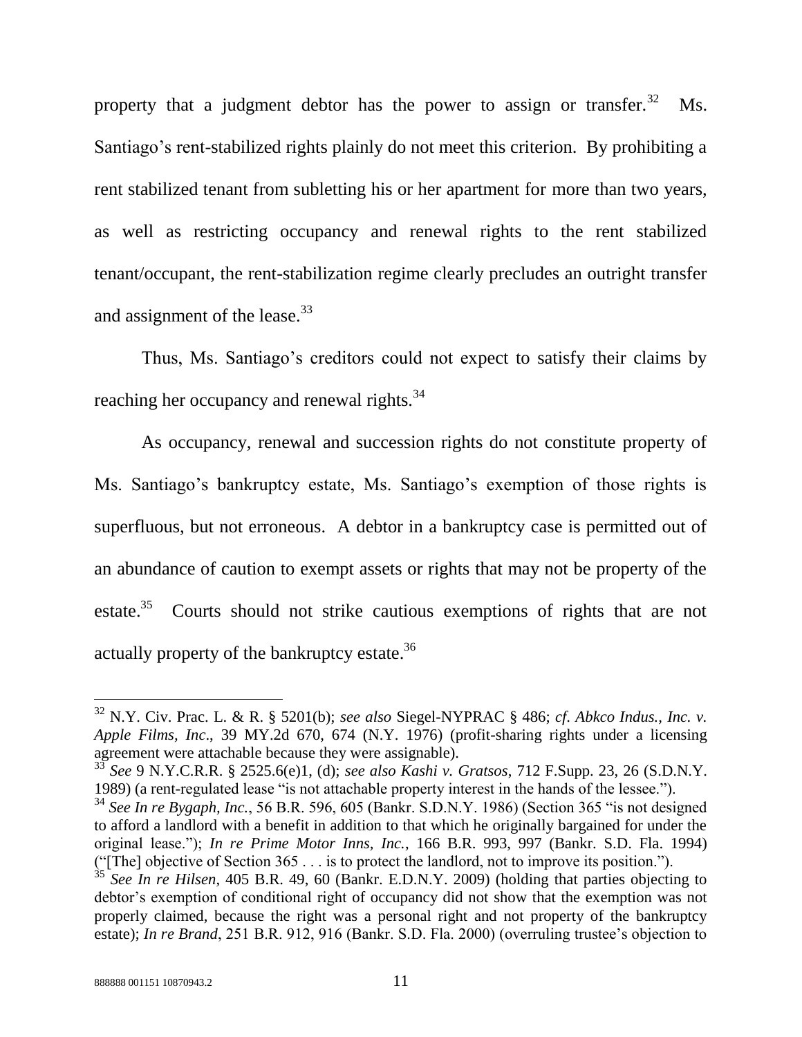property that a judgment debtor has the power to assign or transfer.[32] Ms. Santiago's rent-stabilized rights plainly do not meet this criterion. By prohibiting a rent stabilized tenant from subletting his or her apartment for more than two years, as well as restricting occupancy and renewal rights to the rent stabilized tenant/occupant, the rent-stabilization regime clearly precludes an outright transfer and assignment of the lease.[33]

Thus, Ms. Santiago's creditors could not expect to satisfy their claims by reaching her occupancy and renewal rights.[34]

As occupancy, renewal and succession rights do not constitute property of Ms. Santiago's bankruptcy estate, Ms. Santiago's exemption of those rights is superfluous, but not erroneous. A debtor in a bankruptcy case is permitted out of an abundance of caution to exempt assets or rights that may not be property of the estate.[35] Courts should not strike cautious exemptions of rights that are not actually property of the bankruptcy estate.[36]

---

[32] N.Y. Civ. Prac. L. & R. § 5201(b); *see also* Siegel-NYPRAC § 486; *cf. Abkco Indus., Inc. v. Apple Films, Inc*., 39 MY.2d 670, 674 (N.Y. 1976) (profit-sharing rights under a licensing agreement were attachable because they were assignable).

[33] *See* 9 N.Y.C.R.R. § 2525.6(e)1, (d); *see also Kashi v. Gratsos*, 712 F.Supp. 23, 26 (S.D.N.Y. 1989) (a rent-regulated lease "is not attachable property interest in the hands of the lessee.").

[34] *See In re Bygaph, Inc.*, 56 B.R. 596, 605 (Bankr. S.D.N.Y. 1986) (Section 365 "is not designed to afford a landlord with a benefit in addition to that which he originally bargained for under the original lease."); *In re Prime Motor Inns, Inc.*, 166 B.R. 993, 997 (Bankr. S.D. Fla. 1994) ("[The] objective of Section 365 . . . is to protect the landlord, not to improve its position.").

[35] *See In re Hilsen*, 405 B.R. 49, 60 (Bankr. E.D.N.Y. 2009) (holding that parties objecting to debtor's exemption of conditional right of occupancy did not show that the exemption was not properly claimed, because the right was a personal right and not property of the bankruptcy estate); *In re Brand*, 251 B.R. 912, 916 (Bankr. S.D. Fla. 2000) (overruling trustee's objection to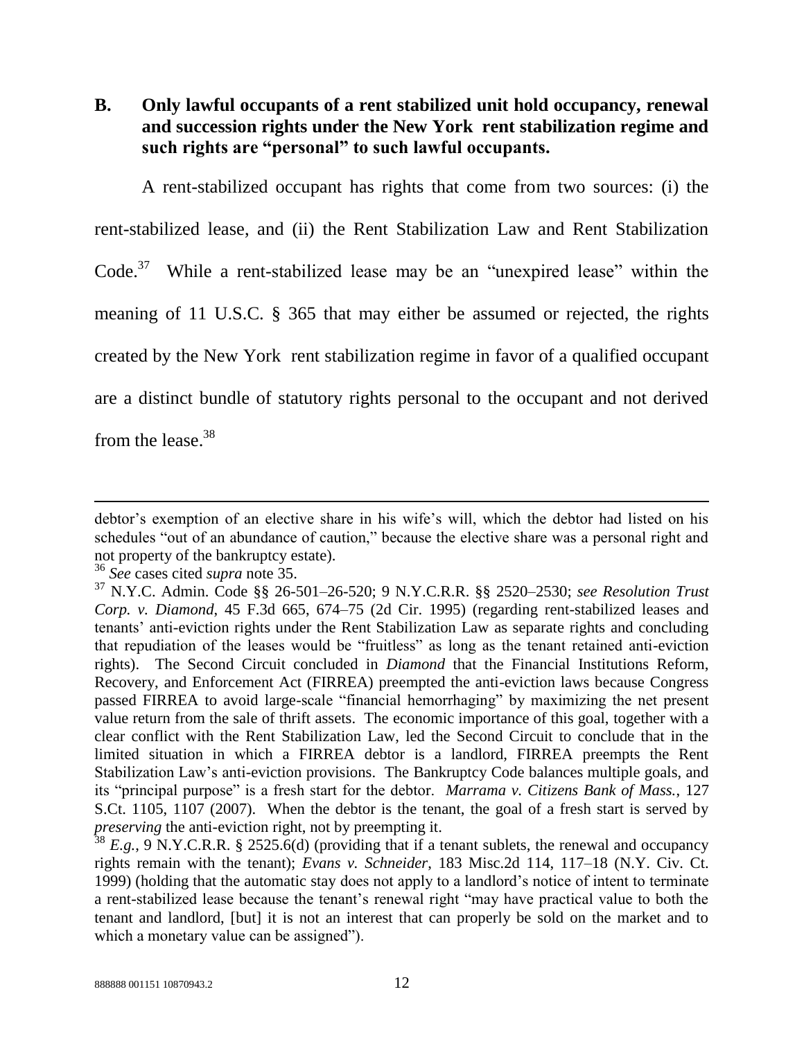## B. Only lawful occupants of a rent stabilized unit hold occupancy, renewal and succession rights under the New York rent stabilization regime and such rights are "personal" to such lawful occupants.

A rent-stabilized occupant has rights that come from two sources: (i) the rent-stabilized lease, and (ii) the Rent Stabilization Law and Rent Stabilization Code.[37] While a rent-stabilized lease may be an "unexpired lease" within the meaning of 11 U.S.C. § 365 that may either be assumed or rejected, the rights created by the New York rent stabilization regime in favor of a qualified occupant are a distinct bundle of statutory rights personal to the occupant and not derived from the lease.[38]

---

debtor's exemption of an elective share in his wife's will, which the debtor had listed on his schedules "out of an abundance of caution," because the elective share was a personal right and not property of the bankruptcy estate).

[36] *See* cases cited *supra* note 35.

[37] N.Y.C. Admin. Code §§ 26-501–26-520; 9 N.Y.C.R.R. §§ 2520–2530; *see Resolution Trust Corp. v. Diamond*, 45 F.3d 665, 674–75 (2d Cir. 1995) (regarding rent-stabilized leases and tenants' anti-eviction rights under the Rent Stabilization Law as separate rights and concluding that repudiation of the leases would be "fruitless" as long as the tenant retained anti-eviction rights). The Second Circuit concluded in *Diamond* that the Financial Institutions Reform, Recovery, and Enforcement Act (FIRREA) preempted the anti-eviction laws because Congress passed FIRREA to avoid large-scale "financial hemorrhaging" by maximizing the net present value return from the sale of thrift assets. The economic importance of this goal, together with a clear conflict with the Rent Stabilization Law, led the Second Circuit to conclude that in the limited situation in which a FIRREA debtor is a landlord, FIRREA preempts the Rent Stabilization Law's anti-eviction provisions. The Bankruptcy Code balances multiple goals, and its "principal purpose" is a fresh start for the debtor. *Marrama v. Citizens Bank of Mass.*, 127 S.Ct. 1105, 1107 (2007). When the debtor is the tenant, the goal of a fresh start is served by *preserving* the anti-eviction right, not by preempting it.

[38] *E.g.*, 9 N.Y.C.R.R. § 2525.6(d) (providing that if a tenant sublets, the renewal and occupancy rights remain with the tenant); *Evans v. Schneider*, 183 Misc.2d 114, 117–18 (N.Y. Civ. Ct. 1999) (holding that the automatic stay does not apply to a landlord's notice of intent to terminate a rent-stabilized lease because the tenant's renewal right "may have practical value to both the tenant and landlord, [but] it is not an interest that can properly be sold on the market and to which a monetary value can be assigned").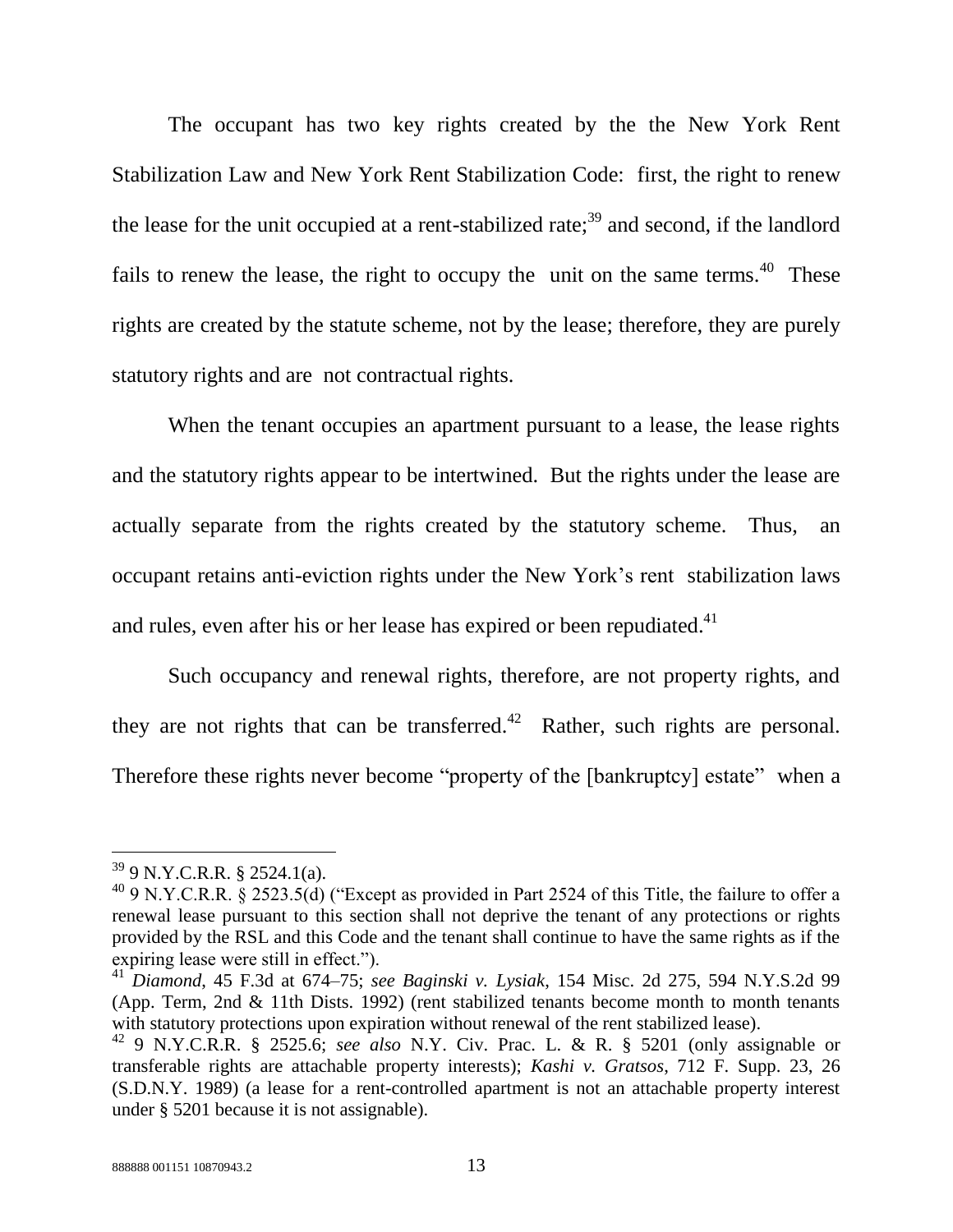The occupant has two key rights created by the the New York Rent Stabilization Law and New York Rent Stabilization Code: first, the right to renew the lease for the unit occupied at a rent-stabilized rate;[39] and second, if the landlord fails to renew the lease, the right to occupy the unit on the same terms.[40] These rights are created by the statute scheme, not by the lease; therefore, they are purely statutory rights and are not contractual rights.

When the tenant occupies an apartment pursuant to a lease, the lease rights and the statutory rights appear to be intertwined. But the rights under the lease are actually separate from the rights created by the statutory scheme. Thus, an occupant retains anti-eviction rights under the New York's rent stabilization laws and rules, even after his or her lease has expired or been repudiated.[41]

Such occupancy and renewal rights, therefore, are not property rights, and they are not rights that can be transferred.[42] Rather, such rights are personal. Therefore these rights never become "property of the [bankruptcy] estate" when a

---

[39] 9 N.Y.C.R.R. § 2524.1(a).

[40] 9 N.Y.C.R.R. § 2523.5(d) ("Except as provided in Part 2524 of this Title, the failure to offer a renewal lease pursuant to this section shall not deprive the tenant of any protections or rights provided by the RSL and this Code and the tenant shall continue to have the same rights as if the expiring lease were still in effect.").

[41] *Diamond*, 45 F.3d at 674–75; *see Baginski v. Lysiak*, 154 Misc. 2d 275, 594 N.Y.S.2d 99 (App. Term, 2nd & 11th Dists. 1992) (rent stabilized tenants become month to month tenants with statutory protections upon expiration without renewal of the rent stabilized lease).

[42] 9 N.Y.C.R.R. § 2525.6; *see also* N.Y. Civ. Prac. L. & R. § 5201 (only assignable or transferable rights are attachable property interests); *Kashi v. Gratsos*, 712 F. Supp. 23, 26 (S.D.N.Y. 1989) (a lease for a rent-controlled apartment is not an attachable property interest under § 5201 because it is not assignable).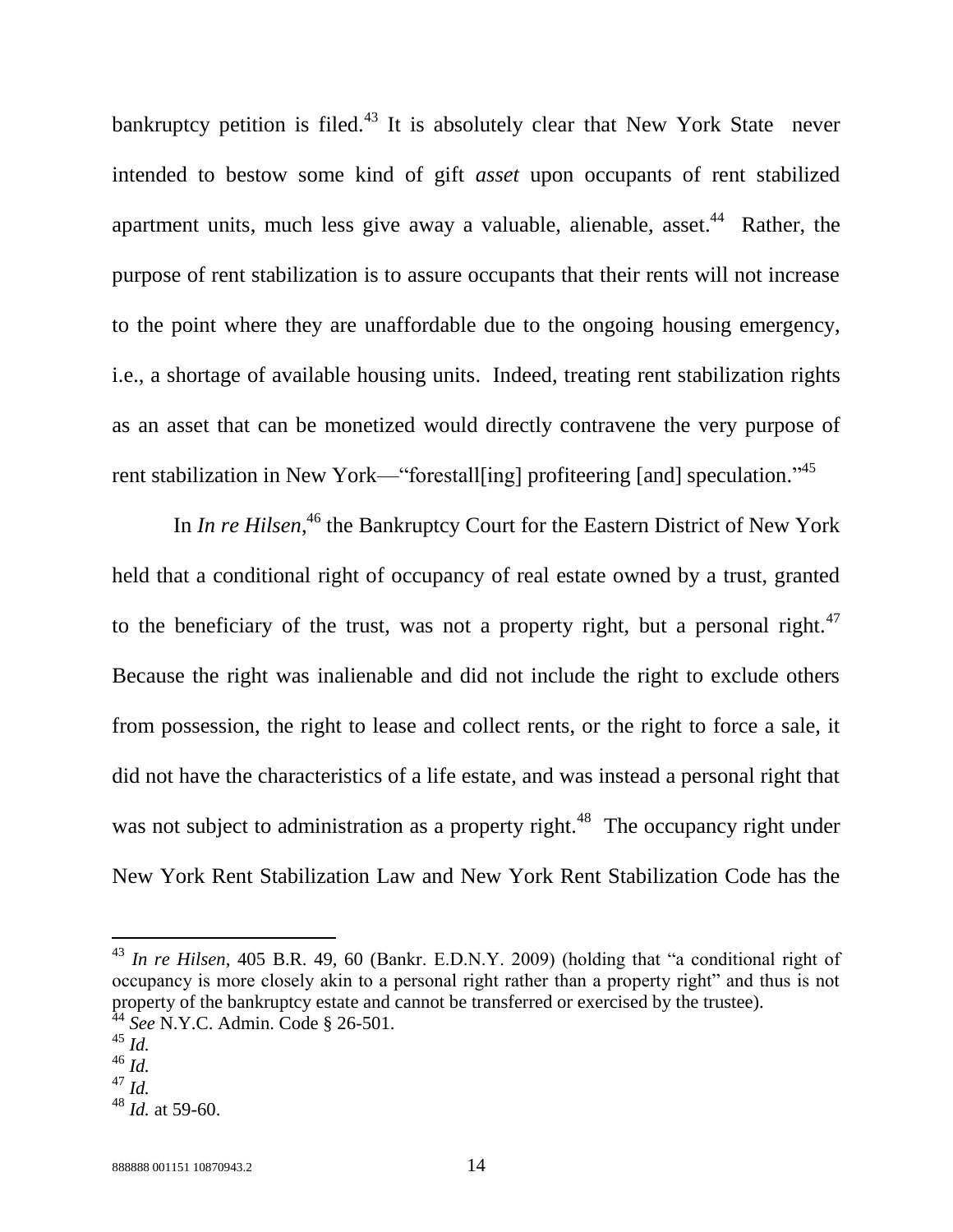bankruptcy petition is filed.[43] It is absolutely clear that New York State never intended to bestow some kind of gift *asset* upon occupants of rent stabilized apartment units, much less give away a valuable, alienable, asset.[44] Rather, the purpose of rent stabilization is to assure occupants that their rents will not increase to the point where they are unaffordable due to the ongoing housing emergency, i.e., a shortage of available housing units. Indeed, treating rent stabilization rights as an asset that can be monetized would directly contravene the very purpose of rent stabilization in New York—"forestall[ing] profiteering [and] speculation."[45]

In *In re Hilsen*,[46] the Bankruptcy Court for the Eastern District of New York held that a conditional right of occupancy of real estate owned by a trust, granted to the beneficiary of the trust, was not a property right, but a personal right.[47] Because the right was inalienable and did not include the right to exclude others from possession, the right to lease and collect rents, or the right to force a sale, it did not have the characteristics of a life estate, and was instead a personal right that was not subject to administration as a property right.[48] The occupancy right under New York Rent Stabilization Law and New York Rent Stabilization Code has the

---

[43] *In re Hilsen*, 405 B.R. 49, 60 (Bankr. E.D.N.Y. 2009) (holding that "a conditional right of occupancy is more closely akin to a personal right rather than a property right" and thus is not property of the bankruptcy estate and cannot be transferred or exercised by the trustee).

[44] *See* N.Y.C. Admin. Code § 26-501.

[45] *Id.*

[46] *Id.*

[47] *Id.*

[48] *Id.* at 59-60.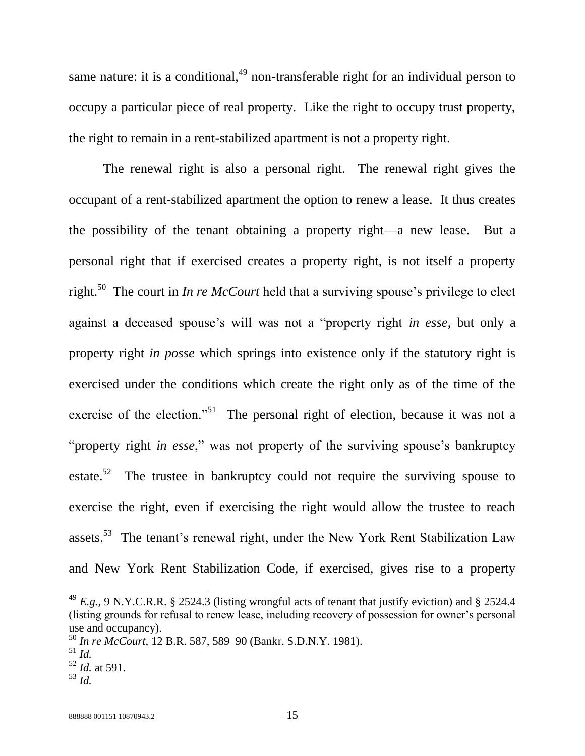same nature: it is a conditional,[49] non-transferable right for an individual person to occupy a particular piece of real property. Like the right to occupy trust property, the right to remain in a rent-stabilized apartment is not a property right.

The renewal right is also a personal right. The renewal right gives the occupant of a rent-stabilized apartment the option to renew a lease. It thus creates the possibility of the tenant obtaining a property right—a new lease. But a personal right that if exercised creates a property right, is not itself a property right.[50] The court in *In re McCourt* held that a surviving spouse's privilege to elect against a deceased spouse's will was not a "property right *in esse*, but only a property right *in posse* which springs into existence only if the statutory right is exercised under the conditions which create the right only as of the time of the exercise of the election."[51] The personal right of election, because it was not a "property right *in esse*," was not property of the surviving spouse's bankruptcy estate.[52] The trustee in bankruptcy could not require the surviving spouse to exercise the right, even if exercising the right would allow the trustee to reach assets.[53] The tenant's renewal right, under the New York Rent Stabilization Law and New York Rent Stabilization Code, if exercised, gives rise to a property

---

[49] *E.g.*, 9 N.Y.C.R.R. § 2524.3 (listing wrongful acts of tenant that justify eviction) and § 2524.4 (listing grounds for refusal to renew lease, including recovery of possession for owner's personal use and occupancy).

[50] *In re McCourt*, 12 B.R. 587, 589–90 (Bankr. S.D.N.Y. 1981).

[51] *Id.*

[52] *Id.* at 591.

[53] *Id.*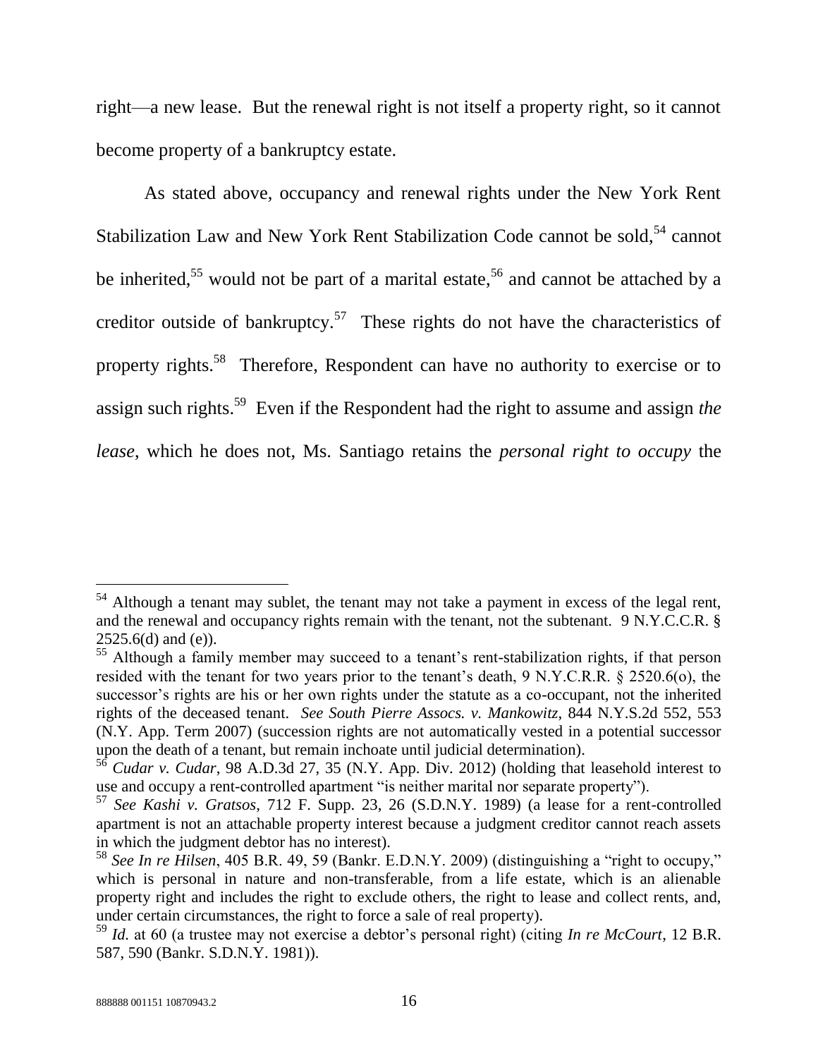right—a new lease. But the renewal right is not itself a property right, so it cannot become property of a bankruptcy estate.

As stated above, occupancy and renewal rights under the New York Rent Stabilization Law and New York Rent Stabilization Code cannot be sold,[54] cannot be inherited,[55] would not be part of a marital estate,[56] and cannot be attached by a creditor outside of bankruptcy.[57] These rights do not have the characteristics of property rights.[58] Therefore, Respondent can have no authority to exercise or to assign such rights.[59] Even if the Respondent had the right to assume and assign *the lease*, which he does not, Ms. Santiago retains the *personal right to occupy* the

---

[54] Although a tenant may sublet, the tenant may not take a payment in excess of the legal rent, and the renewal and occupancy rights remain with the tenant, not the subtenant. 9 N.Y.C.C.R. § 2525.6(d) and (e)).

[55] Although a family member may succeed to a tenant's rent-stabilization rights, if that person resided with the tenant for two years prior to the tenant's death, 9 N.Y.C.R.R. § 2520.6(o), the successor's rights are his or her own rights under the statute as a co-occupant, not the inherited rights of the deceased tenant. *See South Pierre Assocs. v. Mankowitz*, 844 N.Y.S.2d 552, 553 (N.Y. App. Term 2007) (succession rights are not automatically vested in a potential successor upon the death of a tenant, but remain inchoate until judicial determination).

[56] *Cudar v. Cudar*, 98 A.D.3d 27, 35 (N.Y. App. Div. 2012) (holding that leasehold interest to use and occupy a rent-controlled apartment "is neither marital nor separate property").

[57] *See Kashi v. Gratsos*, 712 F. Supp. 23, 26 (S.D.N.Y. 1989) (a lease for a rent-controlled apartment is not an attachable property interest because a judgment creditor cannot reach assets in which the judgment debtor has no interest).

[58] *See In re Hilsen*, 405 B.R. 49, 59 (Bankr. E.D.N.Y. 2009) (distinguishing a "right to occupy," which is personal in nature and non-transferable, from a life estate, which is an alienable property right and includes the right to exclude others, the right to lease and collect rents, and, under certain circumstances, the right to force a sale of real property).

[59] *Id.* at 60 (a trustee may not exercise a debtor's personal right) (citing *In re McCourt*, 12 B.R. 587, 590 (Bankr. S.D.N.Y. 1981)).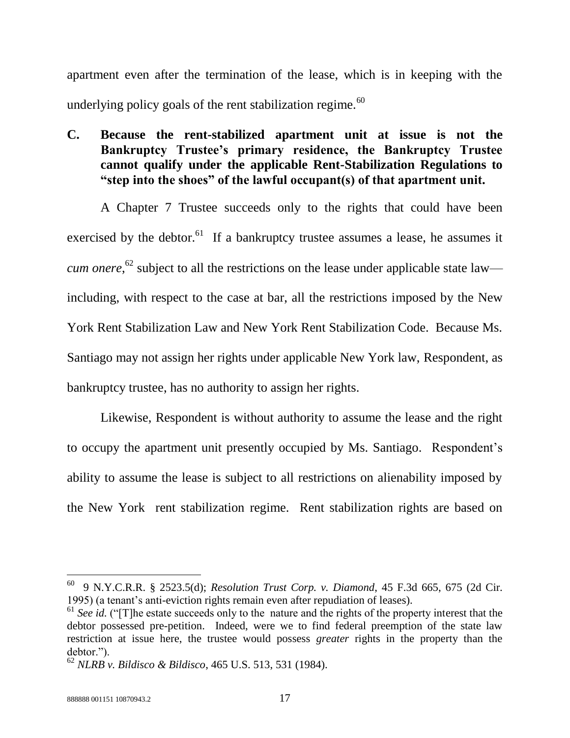apartment even after the termination of the lease, which is in keeping with the underlying policy goals of the rent stabilization regime.[60]

### C. Because the rent-stabilized apartment unit at issue is not the Bankruptcy Trustee's primary residence, the Bankruptcy Trustee cannot qualify under the applicable Rent-Stabilization Regulations to "step into the shoes" of the lawful occupant(s) of that apartment unit.

A Chapter 7 Trustee succeeds only to the rights that could have been exercised by the debtor.[61] If a bankruptcy trustee assumes a lease, he assumes it *cum onere*,[62] subject to all the restrictions on the lease under applicable state law—including, with respect to the case at bar, all the restrictions imposed by the New York Rent Stabilization Law and New York Rent Stabilization Code. Because Ms. Santiago may not assign her rights under applicable New York law, Respondent, as bankruptcy trustee, has no authority to assign her rights.

Likewise, Respondent is without authority to assume the lease and the right to occupy the apartment unit presently occupied by Ms. Santiago. Respondent's ability to assume the lease is subject to all restrictions on alienability imposed by the New York rent stabilization regime. Rent stabilization rights are based on

---

[60] 9 N.Y.C.R.R. § 2523.5(d); *Resolution Trust Corp. v. Diamond*, 45 F.3d 665, 675 (2d Cir. 1995) (a tenant's anti-eviction rights remain even after repudiation of leases).

[61] *See id.* ("[T]he estate succeeds only to the nature and the rights of the property interest that the debtor possessed pre-petition. Indeed, were we to find federal preemption of the state law restriction at issue here, the trustee would possess *greater* rights in the property than the debtor.").

[62] *NLRB v. Bildisco & Bildisco*, 465 U.S. 513, 531 (1984).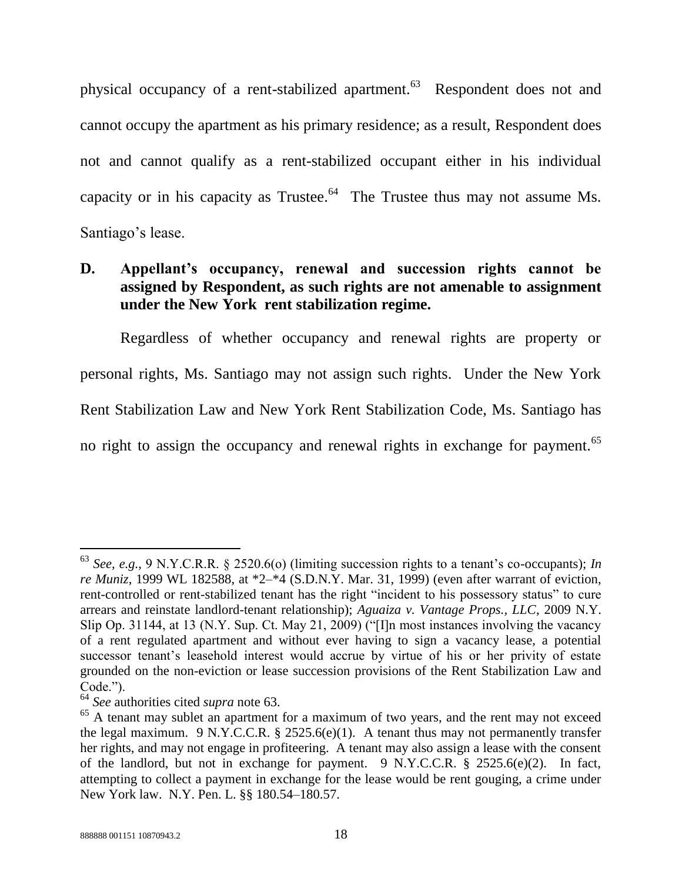physical occupancy of a rent-stabilized apartment.[63] Respondent does not and cannot occupy the apartment as his primary residence; as a result, Respondent does not and cannot qualify as a rent-stabilized occupant either in his individual capacity or in his capacity as Trustee.[64] The Trustee thus may not assume Ms. Santiago's lease.

### D. Appellant's occupancy, renewal and succession rights cannot be assigned by Respondent, as such rights are not amenable to assignment under the New York rent stabilization regime.

Regardless of whether occupancy and renewal rights are property or personal rights, Ms. Santiago may not assign such rights. Under the New York Rent Stabilization Law and New York Rent Stabilization Code, Ms. Santiago has no right to assign the occupancy and renewal rights in exchange for payment.[65]

---

[63] *See, e.g.*, 9 N.Y.C.R.R. § 2520.6(o) (limiting succession rights to a tenant's co-occupants); *In re Muniz*, 1999 WL 182588, at *2–*4 (S.D.N.Y. Mar. 31, 1999) (even after warrant of eviction, rent-controlled or rent-stabilized tenant has the right "incident to his possessory status" to cure arrears and reinstate landlord-tenant relationship); *Aguaiza v. Vantage Props., LLC*, 2009 N.Y. Slip Op. 31144, at 13 (N.Y. Sup. Ct. May 21, 2009) ("[I]n most instances involving the vacancy of a rent regulated apartment and without ever having to sign a vacancy lease, a potential successor tenant's leasehold interest would accrue by virtue of his or her privity of estate grounded on the non-eviction or lease succession provisions of the Rent Stabilization Law and Code.").

[64] *See* authorities cited *supra* note 63.

[65] A tenant may sublet an apartment for a maximum of two years, and the rent may not exceed the legal maximum. 9 N.Y.C.C.R. § 2525.6(e)(1). A tenant thus may not permanently transfer her rights, and may not engage in profiteering. A tenant may also assign a lease with the consent of the landlord, but not in exchange for payment. 9 N.Y.C.C.R. § 2525.6(e)(2). In fact, attempting to collect a payment in exchange for the lease would be rent gouging, a crime under New York law. N.Y. Pen. L. §§ 180.54–180.57.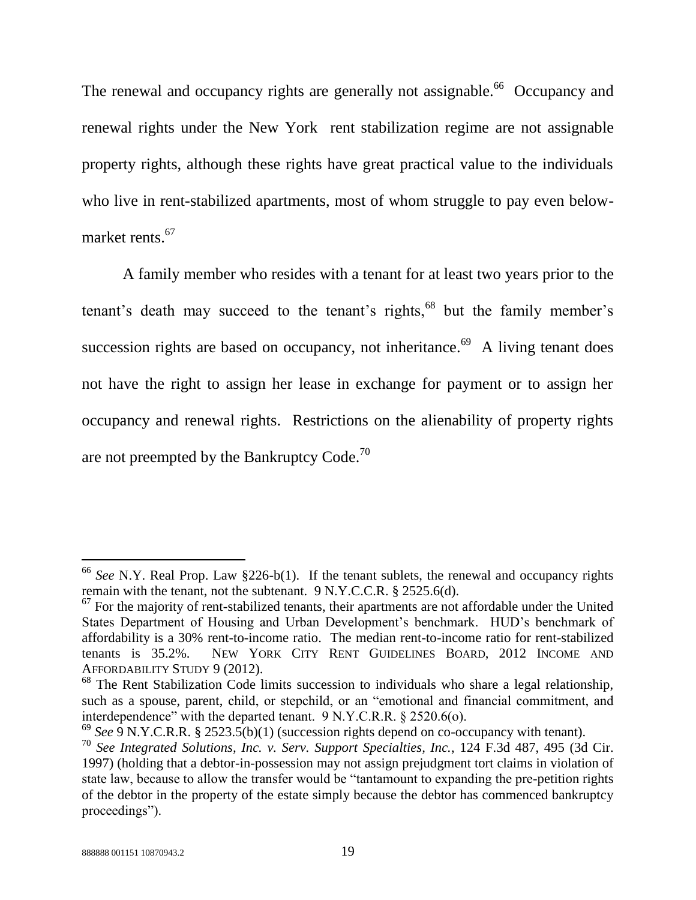The renewal and occupancy rights are generally not assignable.[66] Occupancy and renewal rights under the New York rent stabilization regime are not assignable property rights, although these rights have great practical value to the individuals who live in rent-stabilized apartments, most of whom struggle to pay even below-market rents.[67]

A family member who resides with a tenant for at least two years prior to the tenant's death may succeed to the tenant's rights,[68] but the family member's succession rights are based on occupancy, not inheritance.[69] A living tenant does not have the right to assign her lease in exchange for payment or to assign her occupancy and renewal rights. Restrictions on the alienability of property rights are not preempted by the Bankruptcy Code.[70]

---

[66] *See* N.Y. Real Prop. Law §226-b(1). If the tenant sublets, the renewal and occupancy rights remain with the tenant, not the subtenant. 9 N.Y.C.C.R. § 2525.6(d).

[67] For the majority of rent-stabilized tenants, their apartments are not affordable under the United States Department of Housing and Urban Development's benchmark. HUD's benchmark of affordability is a 30% rent-to-income ratio. The median rent-to-income ratio for rent-stabilized tenants is 35.2%. NEW YORK CITY RENT GUIDELINES BOARD, 2012 INCOME AND AFFORDABILITY STUDY 9 (2012).

[68] The Rent Stabilization Code limits succession to individuals who share a legal relationship, such as a spouse, parent, child, or stepchild, or an "emotional and financial commitment, and interdependence" with the departed tenant. 9 N.Y.C.R.R. § 2520.6(o).

[69] *See* 9 N.Y.C.R.R. § 2523.5(b)(1) (succession rights depend on co-occupancy with tenant).

[70] *See Integrated Solutions, Inc. v. Serv. Support Specialties, Inc.*, 124 F.3d 487, 495 (3d Cir. 1997) (holding that a debtor-in-possession may not assign prejudgment tort claims in violation of state law, because to allow the transfer would be "tantamount to expanding the pre-petition rights of the debtor in the property of the estate simply because the debtor has commenced bankruptcy proceedings").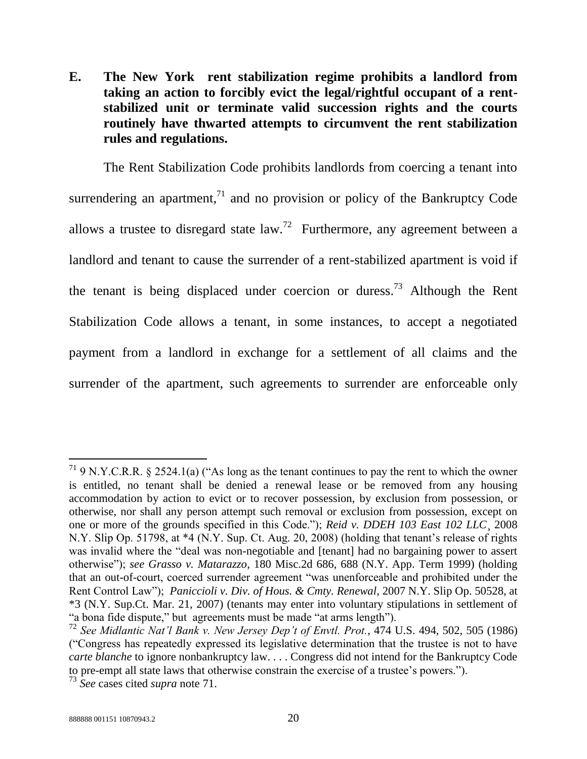**E. The New York rent stabilization regime prohibits a landlord from taking an action to forcibly evict the legal/rightful occupant of a rent-stabilized unit or terminate valid succession rights and the courts routinely have thwarted attempts to circumvent the rent stabilization rules and regulations.**

The Rent Stabilization Code prohibits landlords from coercing a tenant into surrendering an apartment,[71] and no provision or policy of the Bankruptcy Code allows a trustee to disregard state law.[72] Furthermore, any agreement between a landlord and tenant to cause the surrender of a rent-stabilized apartment is void if the tenant is being displaced under coercion or duress.[73] Although the Rent Stabilization Code allows a tenant, in some instances, to accept a negotiated payment from a landlord in exchange for a settlement of all claims and the surrender of the apartment, such agreements to surrender are enforceable only

---

[71] 9 N.Y.C.R.R. § 2524.1(a) ("As long as the tenant continues to pay the rent to which the owner is entitled, no tenant shall be denied a renewal lease or be removed from any housing accommodation by action to evict or to recover possession, by exclusion from possession, or otherwise, nor shall any person attempt such removal or exclusion from possession, except on one or more of the grounds specified in this Code."); *Reid v. DDEH 103 East 102 LLC*¸ 2008 N.Y. Slip Op. 51798, at *4 (N.Y. Sup. Ct. Aug. 20, 2008) (holding that tenant's release of rights was invalid where the "deal was non-negotiable and [tenant] had no bargaining power to assert otherwise"); *see Grasso v. Matarazzo*, 180 Misc.2d 686, 688 (N.Y. App. Term 1999) (holding that an out-of-court, coerced surrender agreement "was unenforceable and prohibited under the Rent Control Law"); *Paniccioli v. Div. of Hous. & Cmty. Renewal*, 2007 N.Y. Slip Op. 50528, at *3 (N.Y. Sup.Ct. Mar. 21, 2007) (tenants may enter into voluntary stipulations in settlement of "a bona fide dispute," but agreements must be made "at arms length").

[72] *See Midlantic Nat'l Bank v. New Jersey Dep't of Envtl. Prot.*, 474 U.S. 494, 502, 505 (1986) ("Congress has repeatedly expressed its legislative determination that the trustee is not to have *carte blanche* to ignore nonbankruptcy law. . . . Congress did not intend for the Bankruptcy Code to pre-empt all state laws that otherwise constrain the exercise of a trustee's powers.").

[73] *See* cases cited *supra* note 71.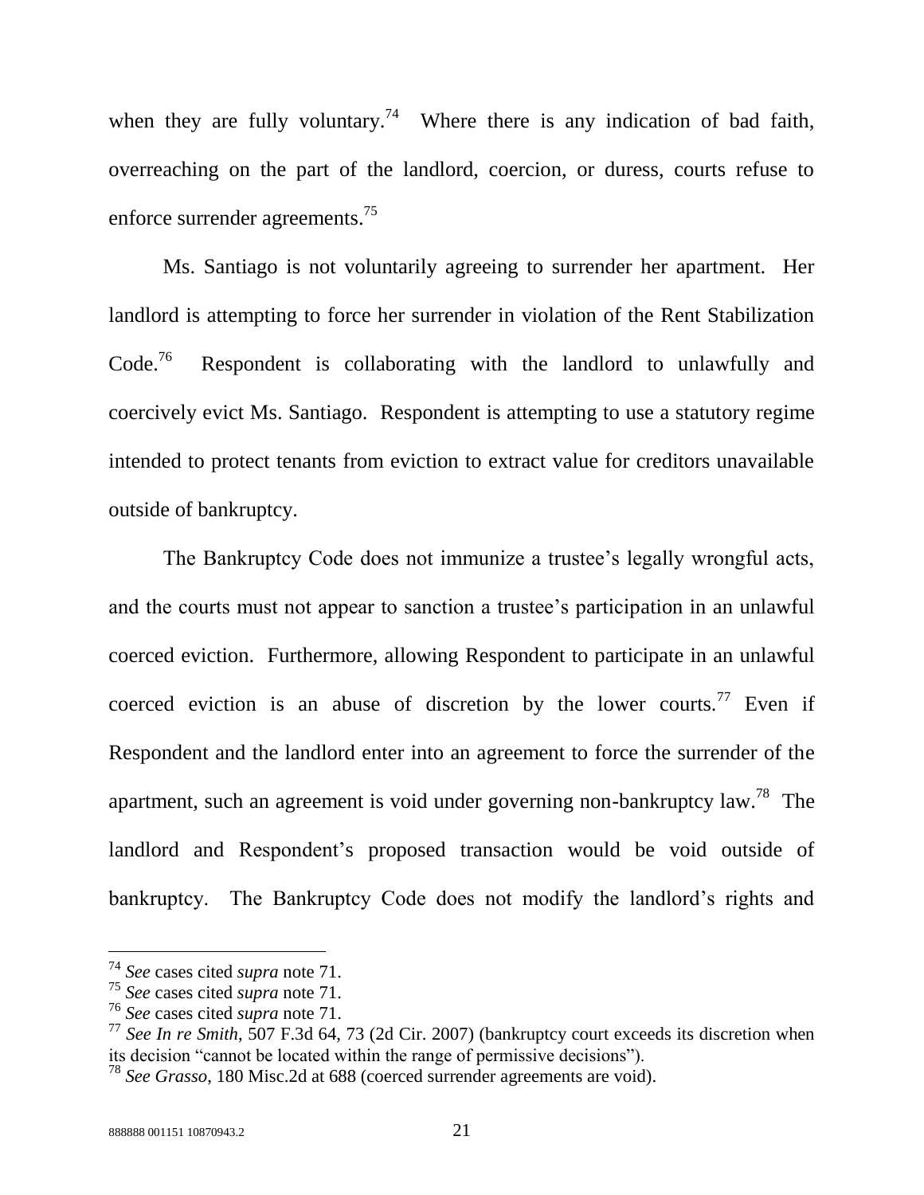when they are fully voluntary.[74] Where there is any indication of bad faith, overreaching on the part of the landlord, coercion, or duress, courts refuse to enforce surrender agreements.[75]

Ms. Santiago is not voluntarily agreeing to surrender her apartment. Her landlord is attempting to force her surrender in violation of the Rent Stabilization Code.[76] Respondent is collaborating with the landlord to unlawfully and coercively evict Ms. Santiago. Respondent is attempting to use a statutory regime intended to protect tenants from eviction to extract value for creditors unavailable outside of bankruptcy.

The Bankruptcy Code does not immunize a trustee's legally wrongful acts, and the courts must not appear to sanction a trustee's participation in an unlawful coerced eviction. Furthermore, allowing Respondent to participate in an unlawful coerced eviction is an abuse of discretion by the lower courts.[77] Even if Respondent and the landlord enter into an agreement to force the surrender of the apartment, such an agreement is void under governing non-bankruptcy law.[78] The landlord and Respondent's proposed transaction would be void outside of bankruptcy. The Bankruptcy Code does not modify the landlord's rights and

---

[74] *See* cases cited *supra* note 71.

[75] *See* cases cited *supra* note 71.

[76] *See* cases cited *supra* note 71.

[77] *See In re Smith*, 507 F.3d 64, 73 (2d Cir. 2007) (bankruptcy court exceeds its discretion when its decision "cannot be located within the range of permissive decisions").

[78] *See Grasso*, 180 Misc.2d at 688 (coerced surrender agreements are void).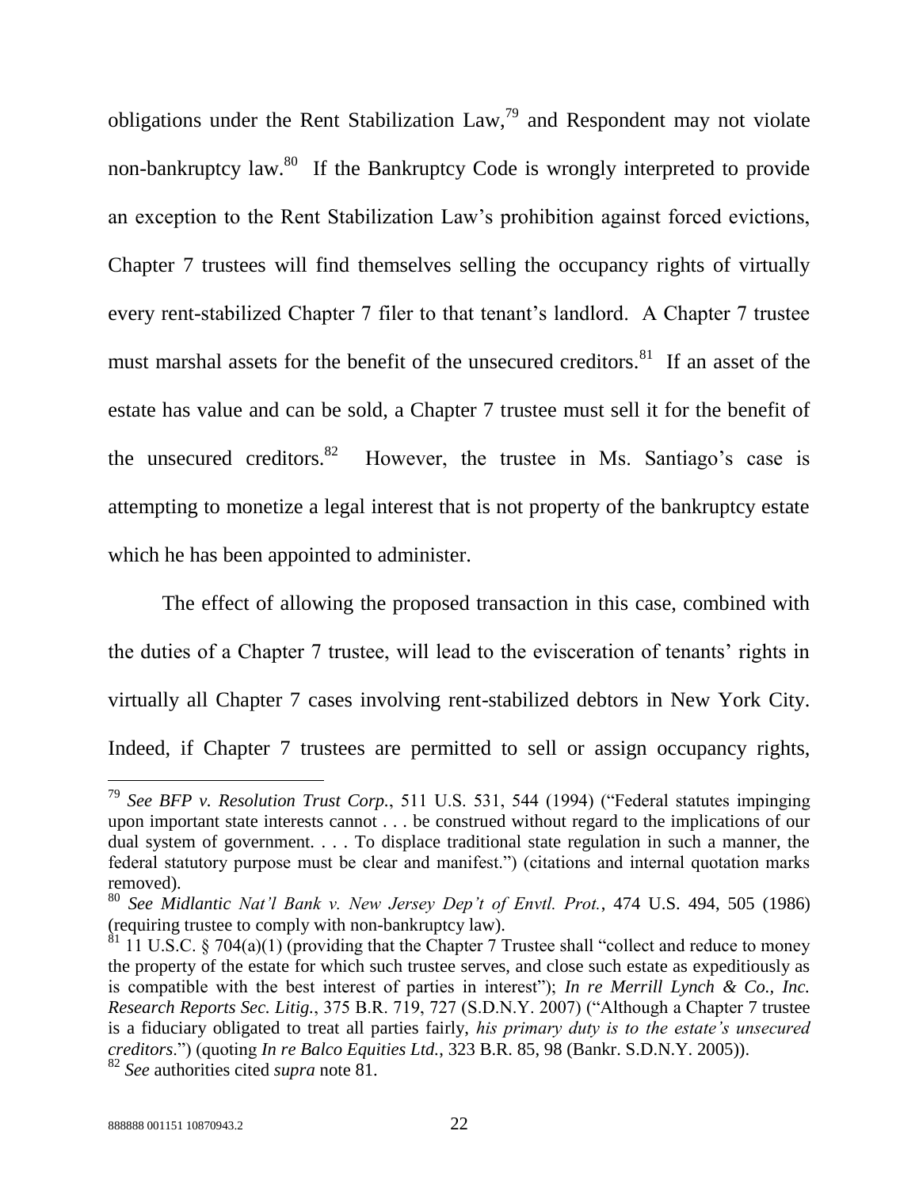obligations under the Rent Stabilization Law,[79] and Respondent may not violate non-bankruptcy law.[80] If the Bankruptcy Code is wrongly interpreted to provide an exception to the Rent Stabilization Law's prohibition against forced evictions, Chapter 7 trustees will find themselves selling the occupancy rights of virtually every rent-stabilized Chapter 7 filer to that tenant's landlord. A Chapter 7 trustee must marshal assets for the benefit of the unsecured creditors.[81] If an asset of the estate has value and can be sold, a Chapter 7 trustee must sell it for the benefit of the unsecured creditors.[82] However, the trustee in Ms. Santiago's case is attempting to monetize a legal interest that is not property of the bankruptcy estate which he has been appointed to administer.

The effect of allowing the proposed transaction in this case, combined with the duties of a Chapter 7 trustee, will lead to the evisceration of tenants' rights in virtually all Chapter 7 cases involving rent-stabilized debtors in New York City. Indeed, if Chapter 7 trustees are permitted to sell or assign occupancy rights,

---

[79] *See BFP v. Resolution Trust Corp.*, 511 U.S. 531, 544 (1994) ("Federal statutes impinging upon important state interests cannot . . . be construed without regard to the implications of our dual system of government. . . . To displace traditional state regulation in such a manner, the federal statutory purpose must be clear and manifest.") (citations and internal quotation marks removed).

[80] *See Midlantic Nat'l Bank v. New Jersey Dep't of Envtl. Prot.*, 474 U.S. 494, 505 (1986) (requiring trustee to comply with non-bankruptcy law).

[81] 11 U.S.C. § 704(a)(1) (providing that the Chapter 7 Trustee shall "collect and reduce to money the property of the estate for which such trustee serves, and close such estate as expeditiously as is compatible with the best interest of parties in interest"); *In re Merrill Lynch & Co., Inc. Research Reports Sec. Litig.*, 375 B.R. 719, 727 (S.D.N.Y. 2007) ("Although a Chapter 7 trustee is a fiduciary obligated to treat all parties fairly, *his primary duty is to the estate's unsecured creditors*.") (quoting *In re Balco Equities Ltd.*, 323 B.R. 85, 98 (Bankr. S.D.N.Y. 2005)).

[82] *See* authorities cited *supra* note 81.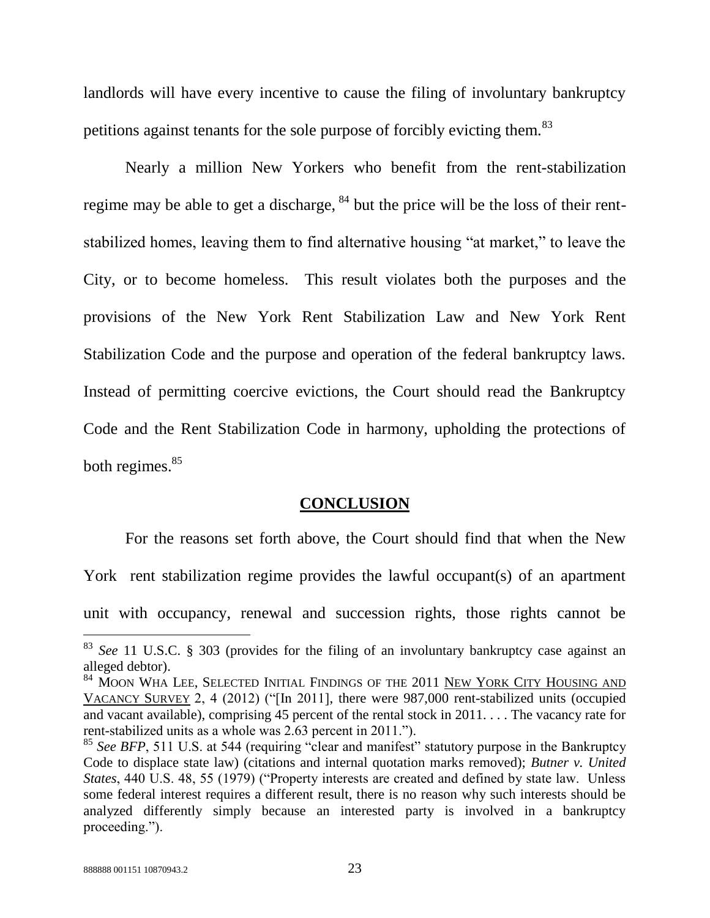landlords will have every incentive to cause the filing of involuntary bankruptcy petitions against tenants for the sole purpose of forcibly evicting them.[83]

Nearly a million New Yorkers who benefit from the rent-stabilization regime may be able to get a discharge, [84] but the price will be the loss of their rent-stabilized homes, leaving them to find alternative housing "at market," to leave the City, or to become homeless. This result violates both the purposes and the provisions of the New York Rent Stabilization Law and New York Rent Stabilization Code and the purpose and operation of the federal bankruptcy laws. Instead of permitting coercive evictions, the Court should read the Bankruptcy Code and the Rent Stabilization Code in harmony, upholding the protections of both regimes.[85]

## CONCLUSION

For the reasons set forth above, the Court should find that when the New York rent stabilization regime provides the lawful occupant(s) of an apartment unit with occupancy, renewal and succession rights, those rights cannot be

---

[83] *See* 11 U.S.C. § 303 (provides for the filing of an involuntary bankruptcy case against an alleged debtor).

[84] MOON WHA LEE, SELECTED INITIAL FINDINGS OF THE 2011 NEW YORK CITY HOUSING AND VACANCY SURVEY 2, 4 (2012) ("[In 2011], there were 987,000 rent-stabilized units (occupied and vacant available), comprising 45 percent of the rental stock in 2011. . . . The vacancy rate for rent-stabilized units as a whole was 2.63 percent in 2011.").

[85] *See BFP*, 511 U.S. at 544 (requiring "clear and manifest" statutory purpose in the Bankruptcy Code to displace state law) (citations and internal quotation marks removed); *Butner v. United States*, 440 U.S. 48, 55 (1979) ("Property interests are created and defined by state law. Unless some federal interest requires a different result, there is no reason why such interests should be analyzed differently simply because an interested party is involved in a bankruptcy proceeding.").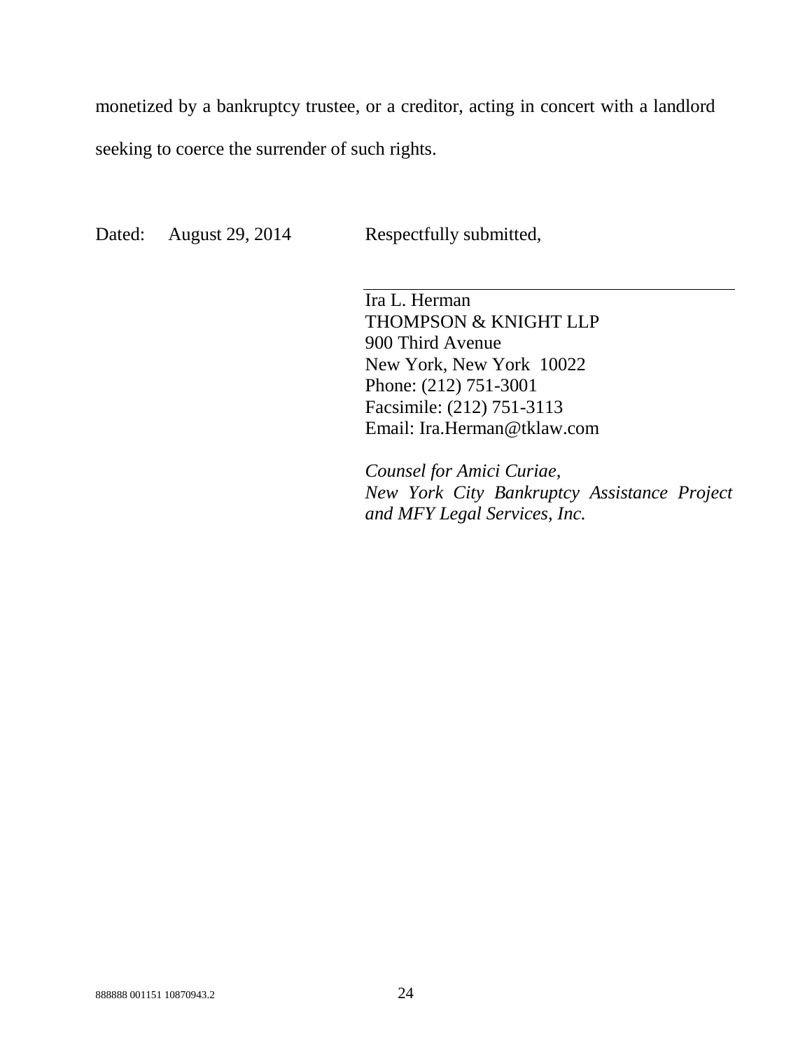monetized by a bankruptcy trustee, or a creditor, acting in concert with a landlord seeking to coerce the surrender of such rights.

Dated: August 29, 2014

Respectfully submitted,

\_\_\_\_\_\_\_\_\_\_\_\_\_\_\_\_\_\_\_\_\_\_\_\_\_\_\_\_\_\_\_\_\_\_\_\_\_\_\_\_

Ira L. Herman
THOMPSON & KNIGHT LLP
900 Third Avenue
New York, New York 10022
Phone: (212) 751-3001
Facsimile: (212) 751-3113
Email: Ira.Herman@tklaw.com

*Counsel for Amici Curiae,*
*New York City Bankruptcy Assistance Project and MFY Legal Services, Inc.*

888888 001151 10870943.2